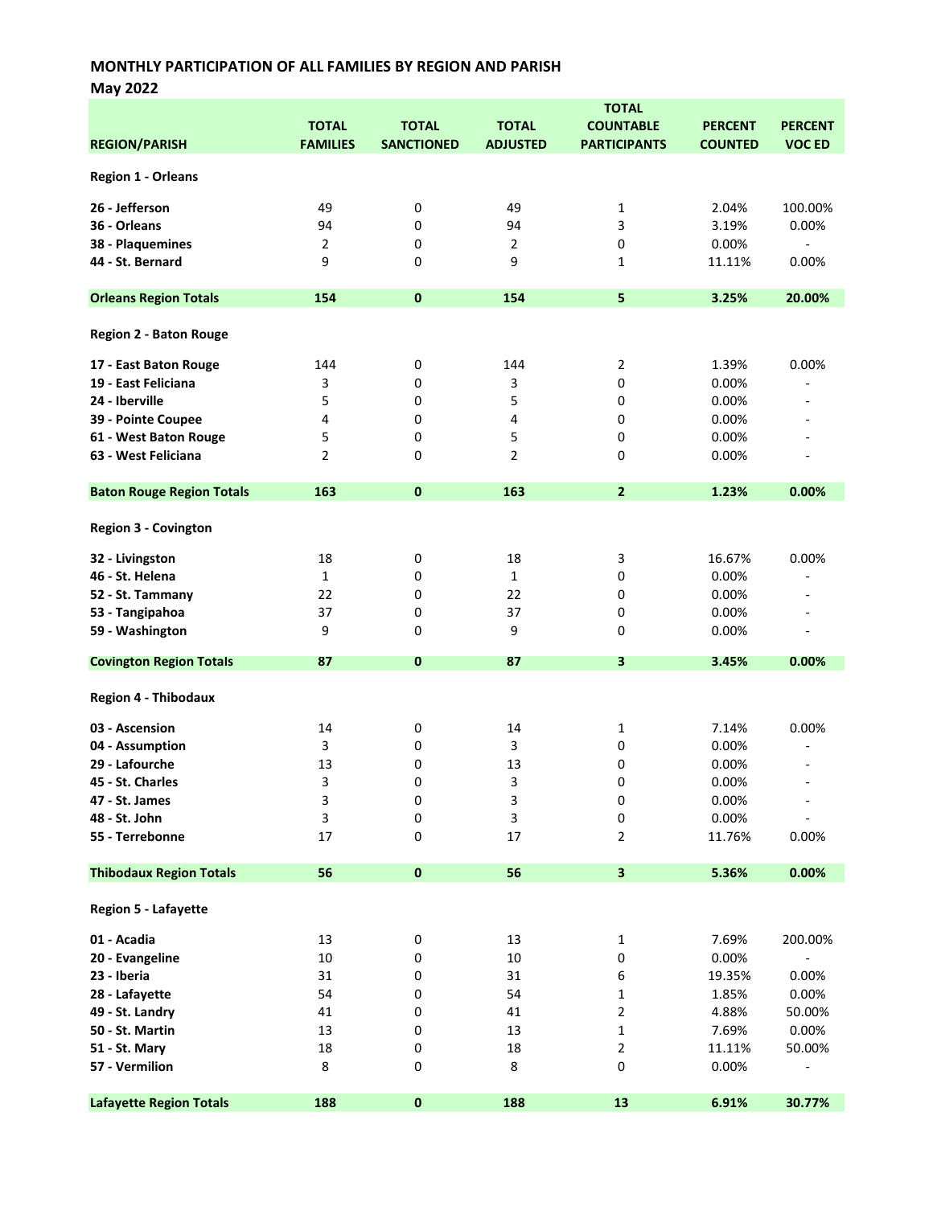**MONTHLY PARTICIPATION OF ALL FAMILIES BY REGION AND PARISH**

**May 2022**

| REGION/PARISH | TOTAL FAMILIES | TOTAL SANCTIONED | TOTAL ADJUSTED | TOTAL COUNTABLE PARTICIPANTS | PERCENT COUNTED | PERCENT VOC ED |
|---|---|---|---|---|---|---|
| **Region 1 - Orleans** | | | | | | |
| **26 - Jefferson** | 49 | 0 | 49 | 1 | 2.04% | 100.00% |
| **36 - Orleans** | 94 | 0 | 94 | 3 | 3.19% | 0.00% |
| **38 - Plaquemines** | 2 | 0 | 2 | 0 | 0.00% | - |
| **44 - St. Bernard** | 9 | 0 | 9 | 1 | 11.11% | 0.00% |
| **Orleans Region Totals** | **154** | **0** | **154** | **5** | **3.25%** | **20.00%** |
| **Region 2 - Baton Rouge** | | | | | | |
| **17 - East Baton Rouge** | 144 | 0 | 144 | 2 | 1.39% | 0.00% |
| **19 - East Feliciana** | 3 | 0 | 3 | 0 | 0.00% | - |
| **24 - Iberville** | 5 | 0 | 5 | 0 | 0.00% | - |
| **39 - Pointe Coupee** | 4 | 0 | 4 | 0 | 0.00% | - |
| **61 - West Baton Rouge** | 5 | 0 | 5 | 0 | 0.00% | - |
| **63 - West Feliciana** | 2 | 0 | 2 | 0 | 0.00% | - |
| **Baton Rouge Region Totals** | **163** | **0** | **163** | **2** | **1.23%** | **0.00%** |
| **Region 3 - Covington** | | | | | | |
| **32 - Livingston** | 18 | 0 | 18 | 3 | 16.67% | 0.00% |
| **46 - St. Helena** | 1 | 0 | 1 | 0 | 0.00% | - |
| **52 - St. Tammany** | 22 | 0 | 22 | 0 | 0.00% | - |
| **53 - Tangipahoa** | 37 | 0 | 37 | 0 | 0.00% | - |
| **59 - Washington** | 9 | 0 | 9 | 0 | 0.00% | - |
| **Covington Region Totals** | **87** | **0** | **87** | **3** | **3.45%** | **0.00%** |
| **Region 4 - Thibodaux** | | | | | | |
| **03 - Ascension** | 14 | 0 | 14 | 1 | 7.14% | 0.00% |
| **04 - Assumption** | 3 | 0 | 3 | 0 | 0.00% | - |
| **29 - Lafourche** | 13 | 0 | 13 | 0 | 0.00% | - |
| **45 - St. Charles** | 3 | 0 | 3 | 0 | 0.00% | - |
| **47 - St. James** | 3 | 0 | 3 | 0 | 0.00% | - |
| **48 - St. John** | 3 | 0 | 3 | 0 | 0.00% | - |
| **55 - Terrebonne** | 17 | 0 | 17 | 2 | 11.76% | 0.00% |
| **Thibodaux Region Totals** | **56** | **0** | **56** | **3** | **5.36%** | **0.00%** |
| **Region 5 - Lafayette** | | | | | | |
| **01 - Acadia** | 13 | 0 | 13 | 1 | 7.69% | 200.00% |
| **20 - Evangeline** | 10 | 0 | 10 | 0 | 0.00% | - |
| **23 - Iberia** | 31 | 0 | 31 | 6 | 19.35% | 0.00% |
| **28 - Lafayette** | 54 | 0 | 54 | 1 | 1.85% | 0.00% |
| **49 - St. Landry** | 41 | 0 | 41 | 2 | 4.88% | 50.00% |
| **50 - St. Martin** | 13 | 0 | 13 | 1 | 7.69% | 0.00% |
| **51 - St. Mary** | 18 | 0 | 18 | 2 | 11.11% | 50.00% |
| **57 - Vermilion** | 8 | 0 | 8 | 0 | 0.00% | - |
| **Lafayette Region Totals** | **188** | **0** | **188** | **13** | **6.91%** | **30.77%** |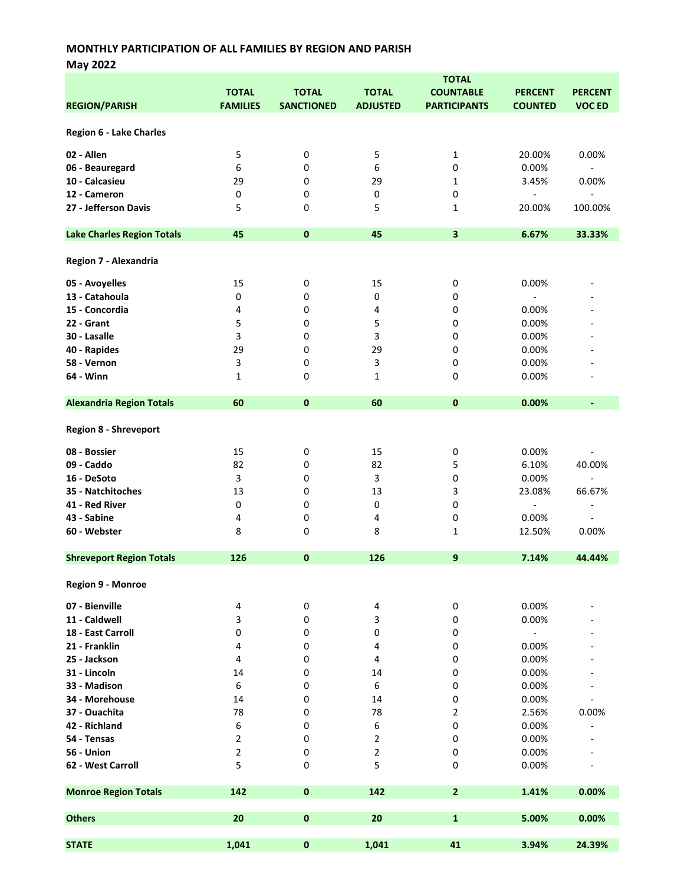**MONTHLY PARTICIPATION OF ALL FAMILIES BY REGION AND PARISH**

**May 2022**

| REGION/PARISH | TOTAL FAMILIES | TOTAL SANCTIONED | TOTAL ADJUSTED | TOTAL COUNTABLE PARTICIPANTS | PERCENT COUNTED | PERCENT VOC ED |
|---|---|---|---|---|---|---|
| **Region 6 - Lake Charles** | | | | | | |
| **02 - Allen** | 5 | 0 | 5 | 1 | 20.00% | 0.00% |
| **06 - Beauregard** | 6 | 0 | 6 | 0 | 0.00% | - |
| **10 - Calcasieu** | 29 | 0 | 29 | 1 | 3.45% | 0.00% |
| **12 - Cameron** | 0 | 0 | 0 | 0 | - | - |
| **27 - Jefferson Davis** | 5 | 0 | 5 | 1 | 20.00% | 100.00% |
| **Lake Charles Region Totals** | **45** | **0** | **45** | **3** | **6.67%** | **33.33%** |
| **Region 7 - Alexandria** | | | | | | |
| **05 - Avoyelles** | 15 | 0 | 15 | 0 | 0.00% | - |
| **13 - Catahoula** | 0 | 0 | 0 | 0 | - | - |
| **15 - Concordia** | 4 | 0 | 4 | 0 | 0.00% | - |
| **22 - Grant** | 5 | 0 | 5 | 0 | 0.00% | - |
| **30 - Lasalle** | 3 | 0 | 3 | 0 | 0.00% | - |
| **40 - Rapides** | 29 | 0 | 29 | 0 | 0.00% | - |
| **58 - Vernon** | 3 | 0 | 3 | 0 | 0.00% | - |
| **64 - Winn** | 1 | 0 | 1 | 0 | 0.00% | - |
| **Alexandria Region Totals** | **60** | **0** | **60** | **0** | **0.00%** | **-** |
| **Region 8 - Shreveport** | | | | | | |
| **08 - Bossier** | 15 | 0 | 15 | 0 | 0.00% | - |
| **09 - Caddo** | 82 | 0 | 82 | 5 | 6.10% | 40.00% |
| **16 - DeSoto** | 3 | 0 | 3 | 0 | 0.00% | - |
| **35 - Natchitoches** | 13 | 0 | 13 | 3 | 23.08% | 66.67% |
| **41 - Red River** | 0 | 0 | 0 | 0 | - | - |
| **43 - Sabine** | 4 | 0 | 4 | 0 | 0.00% | - |
| **60 - Webster** | 8 | 0 | 8 | 1 | 12.50% | 0.00% |
| **Shreveport Region Totals** | **126** | **0** | **126** | **9** | **7.14%** | **44.44%** |
| **Region 9 - Monroe** | | | | | | |
| **07 - Bienville** | 4 | 0 | 4 | 0 | 0.00% | - |
| **11 - Caldwell** | 3 | 0 | 3 | 0 | 0.00% | - |
| **18 - East Carroll** | 0 | 0 | 0 | 0 | - | - |
| **21 - Franklin** | 4 | 0 | 4 | 0 | 0.00% | - |
| **25 - Jackson** | 4 | 0 | 4 | 0 | 0.00% | - |
| **31 - Lincoln** | 14 | 0 | 14 | 0 | 0.00% | - |
| **33 - Madison** | 6 | 0 | 6 | 0 | 0.00% | - |
| **34 - Morehouse** | 14 | 0 | 14 | 0 | 0.00% | - |
| **37 - Ouachita** | 78 | 0 | 78 | 2 | 2.56% | 0.00% |
| **42 - Richland** | 6 | 0 | 6 | 0 | 0.00% | - |
| **54 - Tensas** | 2 | 0 | 2 | 0 | 0.00% | - |
| **56 - Union** | 2 | 0 | 2 | 0 | 0.00% | - |
| **62 - West Carroll** | 5 | 0 | 5 | 0 | 0.00% | - |
| **Monroe Region Totals** | **142** | **0** | **142** | **2** | **1.41%** | **0.00%** |
| **Others** | **20** | **0** | **20** | **1** | **5.00%** | **0.00%** |
| **STATE** | **1,041** | **0** | **1,041** | **41** | **3.94%** | **24.39%** |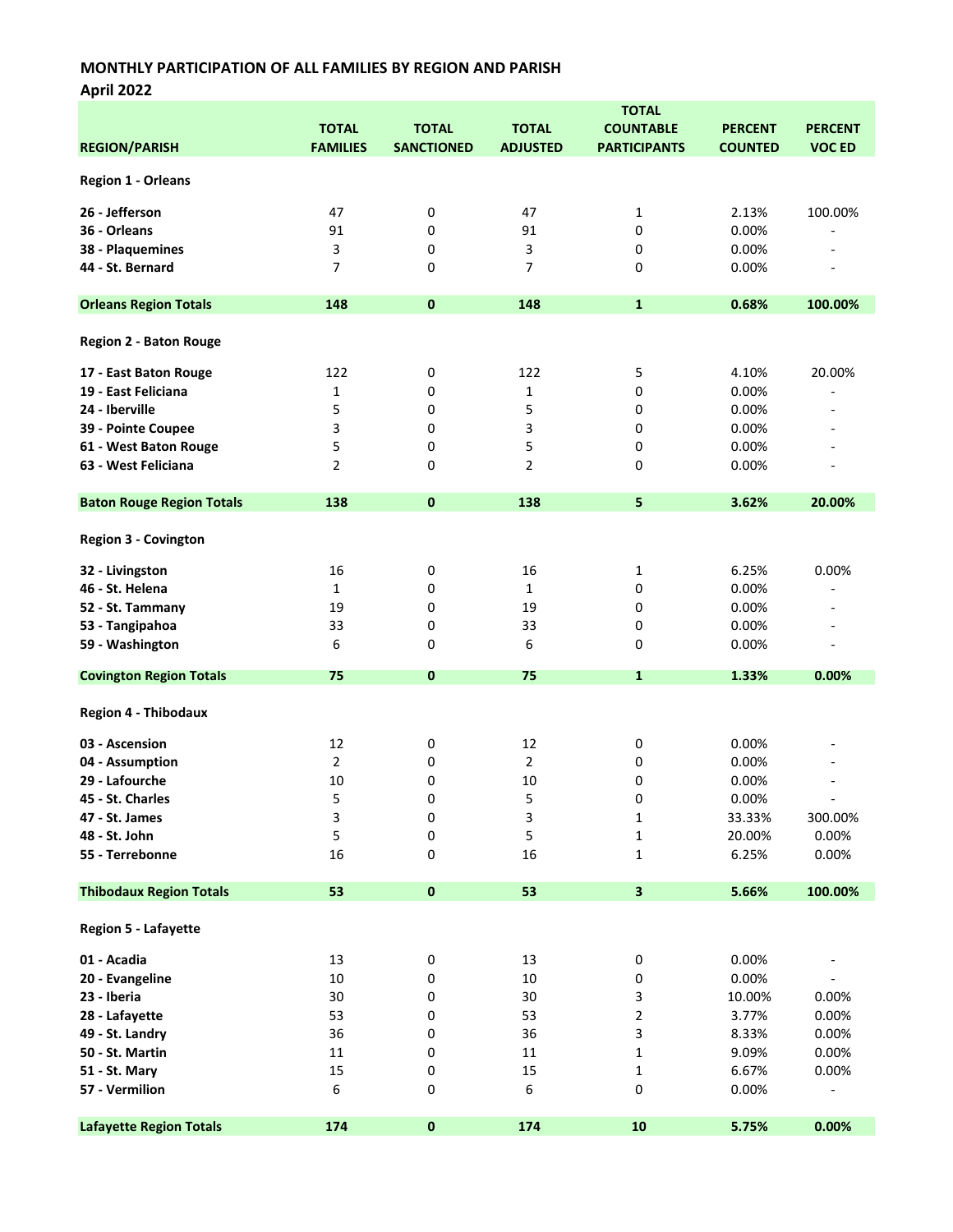**MONTHLY PARTICIPATION OF ALL FAMILIES BY REGION AND PARISH**

**April 2022**

| REGION/PARISH | TOTAL FAMILIES | TOTAL SANCTIONED | TOTAL ADJUSTED | TOTAL COUNTABLE PARTICIPANTS | PERCENT COUNTED | PERCENT VOC ED |
|---|---|---|---|---|---|---|
| **Region 1 - Orleans** | | | | | | |
| **26 - Jefferson** | 47 | 0 | 47 | 1 | 2.13% | 100.00% |
| **36 - Orleans** | 91 | 0 | 91 | 0 | 0.00% | - |
| **38 - Plaquemines** | 3 | 0 | 3 | 0 | 0.00% | - |
| **44 - St. Bernard** | 7 | 0 | 7 | 0 | 0.00% | - |
| **Orleans Region Totals** | **148** | **0** | **148** | **1** | **0.68%** | **100.00%** |
| **Region 2 - Baton Rouge** | | | | | | |
| **17 - East Baton Rouge** | 122 | 0 | 122 | 5 | 4.10% | 20.00% |
| **19 - East Feliciana** | 1 | 0 | 1 | 0 | 0.00% | - |
| **24 - Iberville** | 5 | 0 | 5 | 0 | 0.00% | - |
| **39 - Pointe Coupee** | 3 | 0 | 3 | 0 | 0.00% | - |
| **61 - West Baton Rouge** | 5 | 0 | 5 | 0 | 0.00% | - |
| **63 - West Feliciana** | 2 | 0 | 2 | 0 | 0.00% | - |
| **Baton Rouge Region Totals** | **138** | **0** | **138** | **5** | **3.62%** | **20.00%** |
| **Region 3 - Covington** | | | | | | |
| **32 - Livingston** | 16 | 0 | 16 | 1 | 6.25% | 0.00% |
| **46 - St. Helena** | 1 | 0 | 1 | 0 | 0.00% | - |
| **52 - St. Tammany** | 19 | 0 | 19 | 0 | 0.00% | - |
| **53 - Tangipahoa** | 33 | 0 | 33 | 0 | 0.00% | - |
| **59 - Washington** | 6 | 0 | 6 | 0 | 0.00% | - |
| **Covington Region Totals** | **75** | **0** | **75** | **1** | **1.33%** | **0.00%** |
| **Region 4 - Thibodaux** | | | | | | |
| **03 - Ascension** | 12 | 0 | 12 | 0 | 0.00% | - |
| **04 - Assumption** | 2 | 0 | 2 | 0 | 0.00% | - |
| **29 - Lafourche** | 10 | 0 | 10 | 0 | 0.00% | - |
| **45 - St. Charles** | 5 | 0 | 5 | 0 | 0.00% | - |
| **47 - St. James** | 3 | 0 | 3 | 1 | 33.33% | 300.00% |
| **48 - St. John** | 5 | 0 | 5 | 1 | 20.00% | 0.00% |
| **55 - Terrebonne** | 16 | 0 | 16 | 1 | 6.25% | 0.00% |
| **Thibodaux Region Totals** | **53** | **0** | **53** | **3** | **5.66%** | **100.00%** |
| **Region 5 - Lafayette** | | | | | | |
| **01 - Acadia** | 13 | 0 | 13 | 0 | 0.00% | - |
| **20 - Evangeline** | 10 | 0 | 10 | 0 | 0.00% | - |
| **23 - Iberia** | 30 | 0 | 30 | 3 | 10.00% | 0.00% |
| **28 - Lafayette** | 53 | 0 | 53 | 2 | 3.77% | 0.00% |
| **49 - St. Landry** | 36 | 0 | 36 | 3 | 8.33% | 0.00% |
| **50 - St. Martin** | 11 | 0 | 11 | 1 | 9.09% | 0.00% |
| **51 - St. Mary** | 15 | 0 | 15 | 1 | 6.67% | 0.00% |
| **57 - Vermilion** | 6 | 0 | 6 | 0 | 0.00% | - |
| **Lafayette Region Totals** | **174** | **0** | **174** | **10** | **5.75%** | **0.00%** |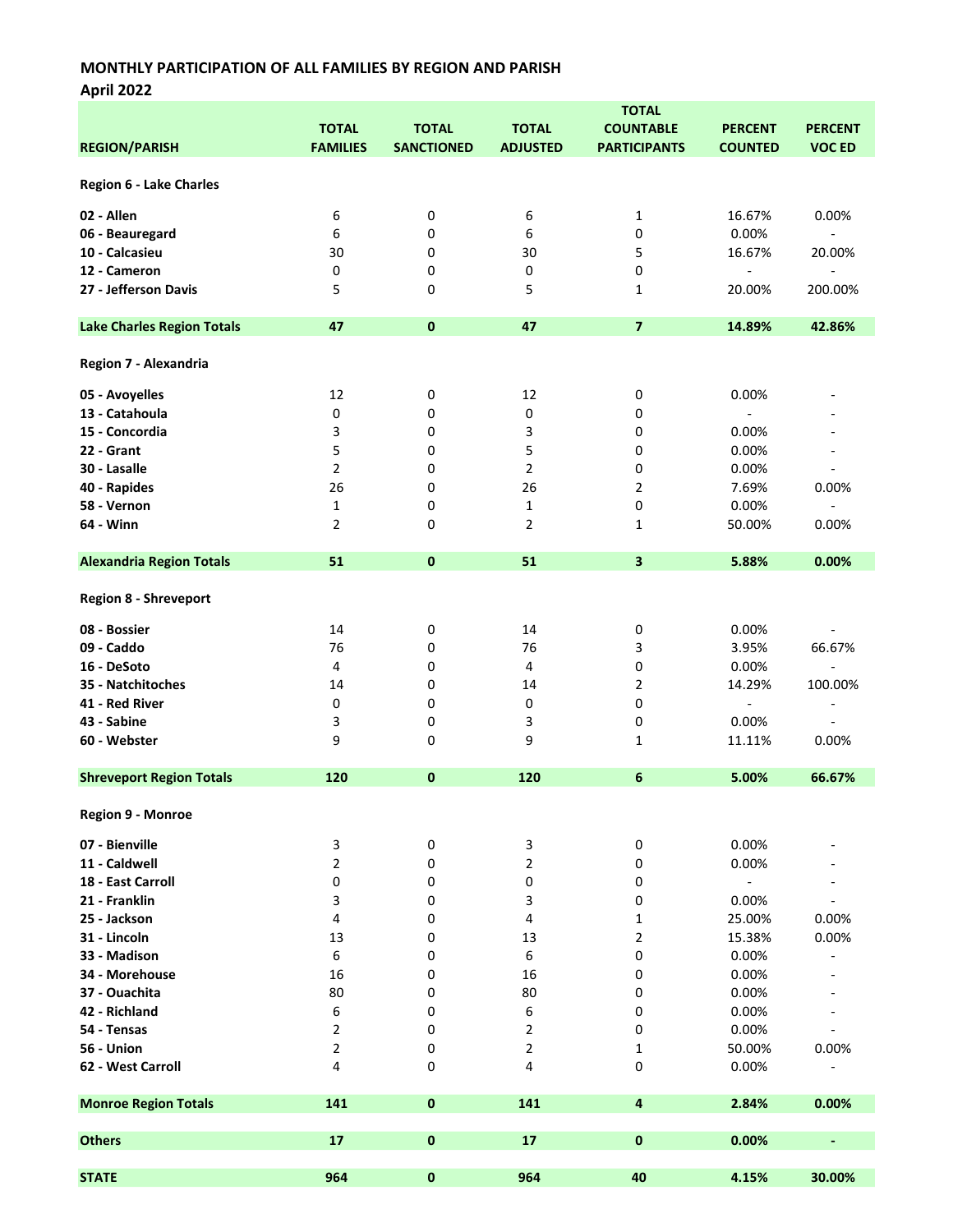## MONTHLY PARTICIPATION OF ALL FAMILIES BY REGION AND PARISH

**April 2022**

| REGION/PARISH | TOTAL FAMILIES | TOTAL SANCTIONED | TOTAL ADJUSTED | TOTAL COUNTABLE PARTICIPANTS | PERCENT COUNTED | PERCENT VOC ED |
|---|---|---|---|---|---|---|
| **Region 6 - Lake Charles** | | | | | | |
| **02 - Allen** | 6 | 0 | 6 | 1 | 16.67% | 0.00% |
| **06 - Beauregard** | 6 | 0 | 6 | 0 | 0.00% | - |
| **10 - Calcasieu** | 30 | 0 | 30 | 5 | 16.67% | 20.00% |
| **12 - Cameron** | 0 | 0 | 0 | 0 | - | - |
| **27 - Jefferson Davis** | 5 | 0 | 5 | 1 | 20.00% | 200.00% |
| **Lake Charles Region Totals** | **47** | **0** | **47** | **7** | **14.89%** | **42.86%** |
| **Region 7 - Alexandria** | | | | | | |
| **05 - Avoyelles** | 12 | 0 | 12 | 0 | 0.00% | - |
| **13 - Catahoula** | 0 | 0 | 0 | 0 | - | - |
| **15 - Concordia** | 3 | 0 | 3 | 0 | 0.00% | - |
| **22 - Grant** | 5 | 0 | 5 | 0 | 0.00% | - |
| **30 - Lasalle** | 2 | 0 | 2 | 0 | 0.00% | - |
| **40 - Rapides** | 26 | 0 | 26 | 2 | 7.69% | 0.00% |
| **58 - Vernon** | 1 | 0 | 1 | 0 | 0.00% | - |
| **64 - Winn** | 2 | 0 | 2 | 1 | 50.00% | 0.00% |
| **Alexandria Region Totals** | **51** | **0** | **51** | **3** | **5.88%** | **0.00%** |
| **Region 8 - Shreveport** | | | | | | |
| **08 - Bossier** | 14 | 0 | 14 | 0 | 0.00% | - |
| **09 - Caddo** | 76 | 0 | 76 | 3 | 3.95% | 66.67% |
| **16 - DeSoto** | 4 | 0 | 4 | 0 | 0.00% | - |
| **35 - Natchitoches** | 14 | 0 | 14 | 2 | 14.29% | 100.00% |
| **41 - Red River** | 0 | 0 | 0 | 0 | - | - |
| **43 - Sabine** | 3 | 0 | 3 | 0 | 0.00% | - |
| **60 - Webster** | 9 | 0 | 9 | 1 | 11.11% | 0.00% |
| **Shreveport Region Totals** | **120** | **0** | **120** | **6** | **5.00%** | **66.67%** |
| **Region 9 - Monroe** | | | | | | |
| **07 - Bienville** | 3 | 0 | 3 | 0 | 0.00% | - |
| **11 - Caldwell** | 2 | 0 | 2 | 0 | 0.00% | - |
| **18 - East Carroll** | 0 | 0 | 0 | 0 | - | - |
| **21 - Franklin** | 3 | 0 | 3 | 0 | 0.00% | - |
| **25 - Jackson** | 4 | 0 | 4 | 1 | 25.00% | 0.00% |
| **31 - Lincoln** | 13 | 0 | 13 | 2 | 15.38% | 0.00% |
| **33 - Madison** | 6 | 0 | 6 | 0 | 0.00% | - |
| **34 - Morehouse** | 16 | 0 | 16 | 0 | 0.00% | - |
| **37 - Ouachita** | 80 | 0 | 80 | 0 | 0.00% | - |
| **42 - Richland** | 6 | 0 | 6 | 0 | 0.00% | - |
| **54 - Tensas** | 2 | 0 | 2 | 0 | 0.00% | - |
| **56 - Union** | 2 | 0 | 2 | 1 | 50.00% | 0.00% |
| **62 - West Carroll** | 4 | 0 | 4 | 0 | 0.00% | - |
| **Monroe Region Totals** | **141** | **0** | **141** | **4** | **2.84%** | **0.00%** |
| **Others** | **17** | **0** | **17** | **0** | **0.00%** | **-** |
| **STATE** | **964** | **0** | **964** | **40** | **4.15%** | **30.00%** |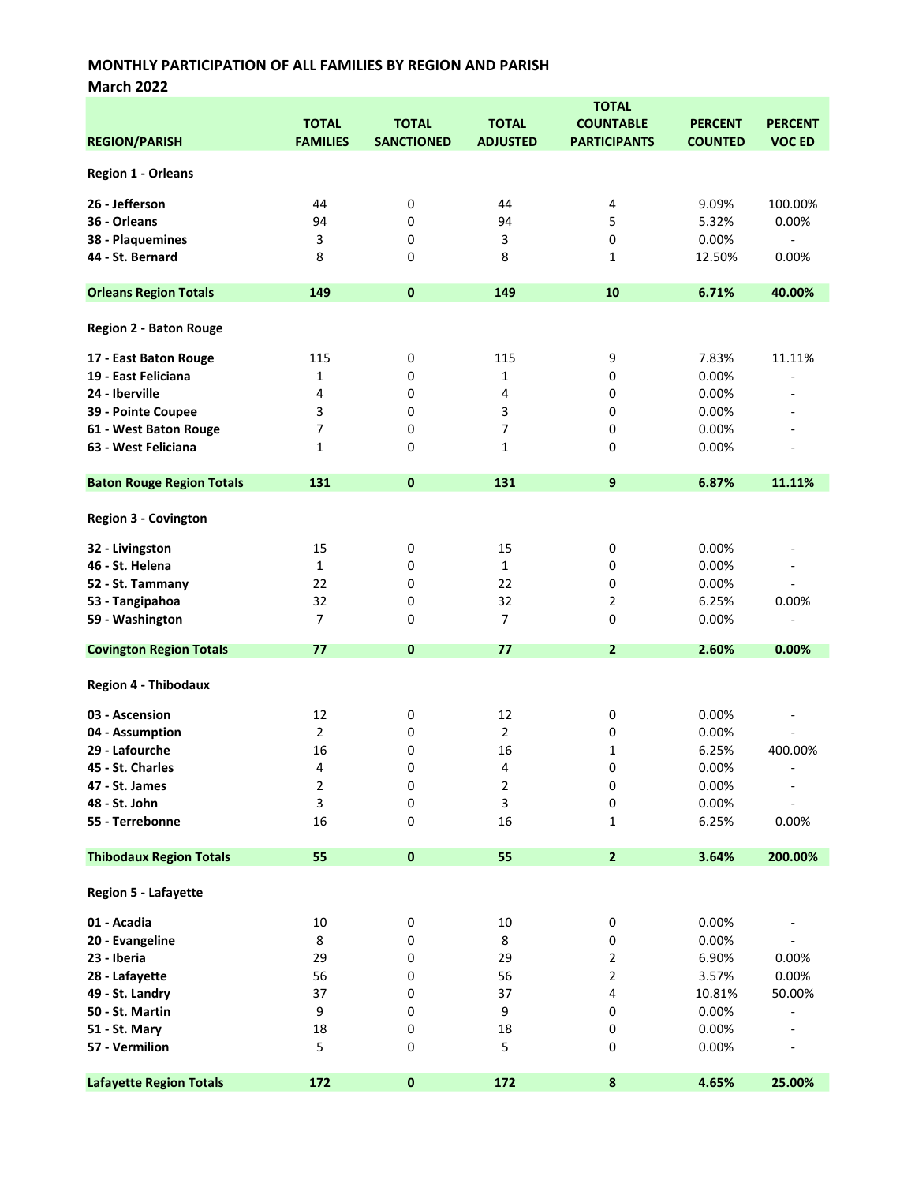**MONTHLY PARTICIPATION OF ALL FAMILIES BY REGION AND PARISH**

**March 2022**

| REGION/PARISH | TOTAL FAMILIES | TOTAL SANCTIONED | TOTAL ADJUSTED | TOTAL COUNTABLE PARTICIPANTS | PERCENT COUNTED | PERCENT VOC ED |
|---|---|---|---|---|---|---|
| **Region 1 - Orleans** | | | | | | |
| **26 - Jefferson** | 44 | 0 | 44 | 4 | 9.09% | 100.00% |
| **36 - Orleans** | 94 | 0 | 94 | 5 | 5.32% | 0.00% |
| **38 - Plaquemines** | 3 | 0 | 3 | 0 | 0.00% | - |
| **44 - St. Bernard** | 8 | 0 | 8 | 1 | 12.50% | 0.00% |
| **Orleans Region Totals** | **149** | **0** | **149** | **10** | **6.71%** | **40.00%** |
| **Region 2 - Baton Rouge** | | | | | | |
| **17 - East Baton Rouge** | 115 | 0 | 115 | 9 | 7.83% | 11.11% |
| **19 - East Feliciana** | 1 | 0 | 1 | 0 | 0.00% | - |
| **24 - Iberville** | 4 | 0 | 4 | 0 | 0.00% | - |
| **39 - Pointe Coupee** | 3 | 0 | 3 | 0 | 0.00% | - |
| **61 - West Baton Rouge** | 7 | 0 | 7 | 0 | 0.00% | - |
| **63 - West Feliciana** | 1 | 0 | 1 | 0 | 0.00% | - |
| **Baton Rouge Region Totals** | **131** | **0** | **131** | **9** | **6.87%** | **11.11%** |
| **Region 3 - Covington** | | | | | | |
| **32 - Livingston** | 15 | 0 | 15 | 0 | 0.00% | - |
| **46 - St. Helena** | 1 | 0 | 1 | 0 | 0.00% | - |
| **52 - St. Tammany** | 22 | 0 | 22 | 0 | 0.00% | - |
| **53 - Tangipahoa** | 32 | 0 | 32 | 2 | 6.25% | 0.00% |
| **59 - Washington** | 7 | 0 | 7 | 0 | 0.00% | - |
| **Covington Region Totals** | **77** | **0** | **77** | **2** | **2.60%** | **0.00%** |
| **Region 4 - Thibodaux** | | | | | | |
| **03 - Ascension** | 12 | 0 | 12 | 0 | 0.00% | - |
| **04 - Assumption** | 2 | 0 | 2 | 0 | 0.00% | - |
| **29 - Lafourche** | 16 | 0 | 16 | 1 | 6.25% | 400.00% |
| **45 - St. Charles** | 4 | 0 | 4 | 0 | 0.00% | - |
| **47 - St. James** | 2 | 0 | 2 | 0 | 0.00% | - |
| **48 - St. John** | 3 | 0 | 3 | 0 | 0.00% | - |
| **55 - Terrebonne** | 16 | 0 | 16 | 1 | 6.25% | 0.00% |
| **Thibodaux Region Totals** | **55** | **0** | **55** | **2** | **3.64%** | **200.00%** |
| **Region 5 - Lafayette** | | | | | | |
| **01 - Acadia** | 10 | 0 | 10 | 0 | 0.00% | - |
| **20 - Evangeline** | 8 | 0 | 8 | 0 | 0.00% | - |
| **23 - Iberia** | 29 | 0 | 29 | 2 | 6.90% | 0.00% |
| **28 - Lafayette** | 56 | 0 | 56 | 2 | 3.57% | 0.00% |
| **49 - St. Landry** | 37 | 0 | 37 | 4 | 10.81% | 50.00% |
| **50 - St. Martin** | 9 | 0 | 9 | 0 | 0.00% | - |
| **51 - St. Mary** | 18 | 0 | 18 | 0 | 0.00% | - |
| **57 - Vermilion** | 5 | 0 | 5 | 0 | 0.00% | - |
| **Lafayette Region Totals** | **172** | **0** | **172** | **8** | **4.65%** | **25.00%** |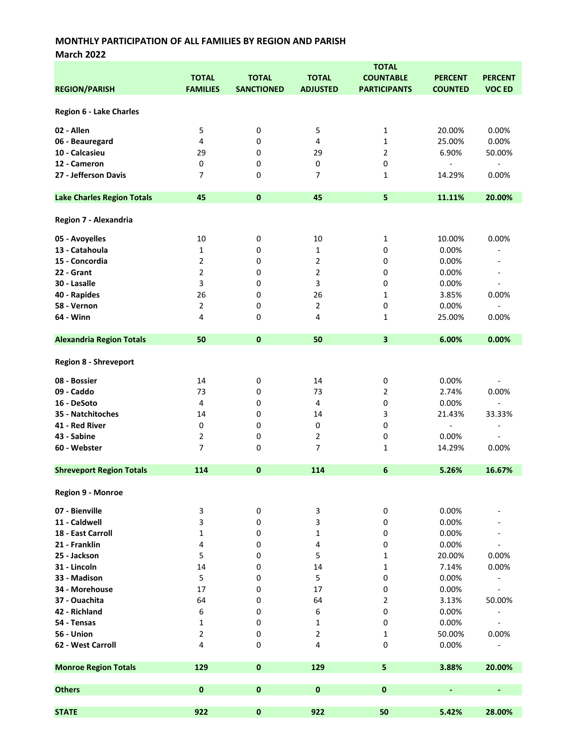**MONTHLY PARTICIPATION OF ALL FAMILIES BY REGION AND PARISH**

**March 2022**

| REGION/PARISH | TOTAL FAMILIES | TOTAL SANCTIONED | TOTAL ADJUSTED | TOTAL COUNTABLE PARTICIPANTS | PERCENT COUNTED | PERCENT VOC ED |
|---|---|---|---|---|---|---|
| **Region 6 - Lake Charles** | | | | | | |
| **02 - Allen** | 5 | 0 | 5 | 1 | 20.00% | 0.00% |
| **06 - Beauregard** | 4 | 0 | 4 | 1 | 25.00% | 0.00% |
| **10 - Calcasieu** | 29 | 0 | 29 | 2 | 6.90% | 50.00% |
| **12 - Cameron** | 0 | 0 | 0 | 0 | - | - |
| **27 - Jefferson Davis** | 7 | 0 | 7 | 1 | 14.29% | 0.00% |
| **Lake Charles Region Totals** | **45** | **0** | **45** | **5** | **11.11%** | **20.00%** |
| **Region 7 - Alexandria** | | | | | | |
| **05 - Avoyelles** | 10 | 0 | 10 | 1 | 10.00% | 0.00% |
| **13 - Catahoula** | 1 | 0 | 1 | 0 | 0.00% | - |
| **15 - Concordia** | 2 | 0 | 2 | 0 | 0.00% | - |
| **22 - Grant** | 2 | 0 | 2 | 0 | 0.00% | - |
| **30 - Lasalle** | 3 | 0 | 3 | 0 | 0.00% | - |
| **40 - Rapides** | 26 | 0 | 26 | 1 | 3.85% | 0.00% |
| **58 - Vernon** | 2 | 0 | 2 | 0 | 0.00% | - |
| **64 - Winn** | 4 | 0 | 4 | 1 | 25.00% | 0.00% |
| **Alexandria Region Totals** | **50** | **0** | **50** | **3** | **6.00%** | **0.00%** |
| **Region 8 - Shreveport** | | | | | | |
| **08 - Bossier** | 14 | 0 | 14 | 0 | 0.00% | - |
| **09 - Caddo** | 73 | 0 | 73 | 2 | 2.74% | 0.00% |
| **16 - DeSoto** | 4 | 0 | 4 | 0 | 0.00% | - |
| **35 - Natchitoches** | 14 | 0 | 14 | 3 | 21.43% | 33.33% |
| **41 - Red River** | 0 | 0 | 0 | 0 | - | - |
| **43 - Sabine** | 2 | 0 | 2 | 0 | 0.00% | - |
| **60 - Webster** | 7 | 0 | 7 | 1 | 14.29% | 0.00% |
| **Shreveport Region Totals** | **114** | **0** | **114** | **6** | **5.26%** | **16.67%** |
| **Region 9 - Monroe** | | | | | | |
| **07 - Bienville** | 3 | 0 | 3 | 0 | 0.00% | - |
| **11 - Caldwell** | 3 | 0 | 3 | 0 | 0.00% | - |
| **18 - East Carroll** | 1 | 0 | 1 | 0 | 0.00% | - |
| **21 - Franklin** | 4 | 0 | 4 | 0 | 0.00% | - |
| **25 - Jackson** | 5 | 0 | 5 | 1 | 20.00% | 0.00% |
| **31 - Lincoln** | 14 | 0 | 14 | 1 | 7.14% | 0.00% |
| **33 - Madison** | 5 | 0 | 5 | 0 | 0.00% | - |
| **34 - Morehouse** | 17 | 0 | 17 | 0 | 0.00% | - |
| **37 - Ouachita** | 64 | 0 | 64 | 2 | 3.13% | 50.00% |
| **42 - Richland** | 6 | 0 | 6 | 0 | 0.00% | - |
| **54 - Tensas** | 1 | 0 | 1 | 0 | 0.00% | - |
| **56 - Union** | 2 | 0 | 2 | 1 | 50.00% | 0.00% |
| **62 - West Carroll** | 4 | 0 | 4 | 0 | 0.00% | - |
| **Monroe Region Totals** | **129** | **0** | **129** | **5** | **3.88%** | **20.00%** |
| **Others** | **0** | **0** | **0** | **0** | **-** | **-** |
| **STATE** | **922** | **0** | **922** | **50** | **5.42%** | **28.00%** |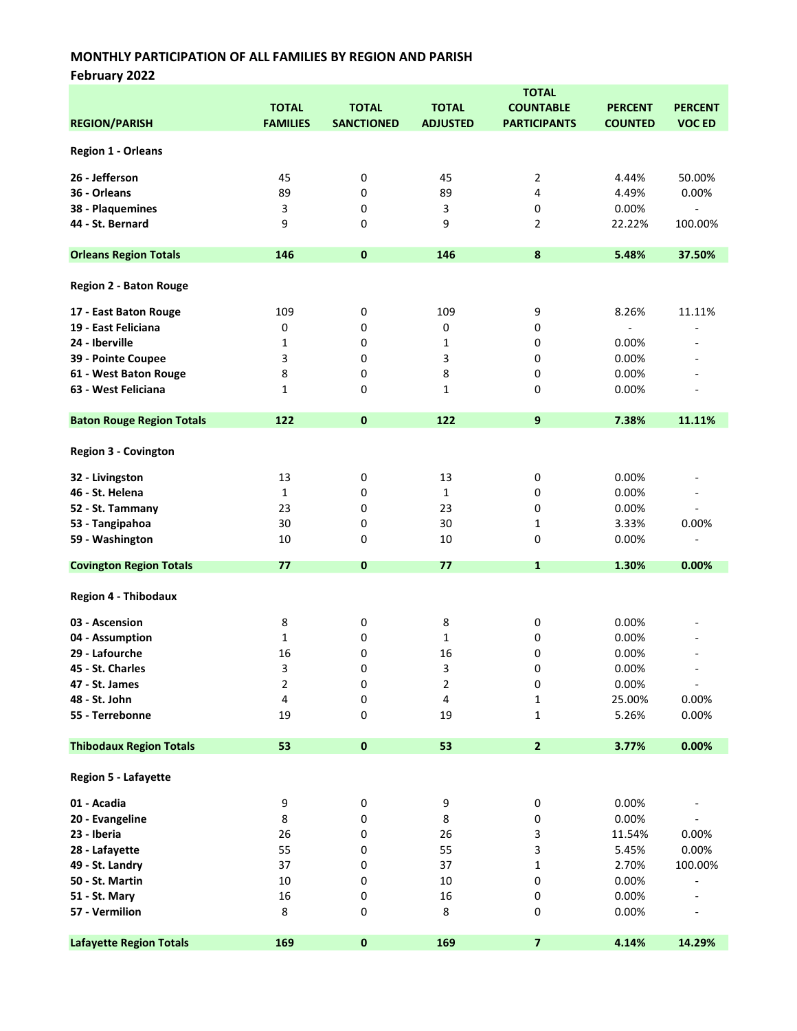## MONTHLY PARTICIPATION OF ALL FAMILIES BY REGION AND PARISH

### February 2022

| REGION/PARISH | TOTAL FAMILIES | TOTAL SANCTIONED | TOTAL ADJUSTED | TOTAL COUNTABLE PARTICIPANTS | PERCENT COUNTED | PERCENT VOC ED |
|---|---|---|---|---|---|---|
| **Region 1 - Orleans** | | | | | | |
| **26 - Jefferson** | 45 | 0 | 45 | 2 | 4.44% | 50.00% |
| **36 - Orleans** | 89 | 0 | 89 | 4 | 4.49% | 0.00% |
| **38 - Plaquemines** | 3 | 0 | 3 | 0 | 0.00% | - |
| **44 - St. Bernard** | 9 | 0 | 9 | 2 | 22.22% | 100.00% |
| **Orleans Region Totals** | **146** | **0** | **146** | **8** | **5.48%** | **37.50%** |
| **Region 2 - Baton Rouge** | | | | | | |
| **17 - East Baton Rouge** | 109 | 0 | 109 | 9 | 8.26% | 11.11% |
| **19 - East Feliciana** | 0 | 0 | 0 | 0 | - | - |
| **24 - Iberville** | 1 | 0 | 1 | 0 | 0.00% | - |
| **39 - Pointe Coupee** | 3 | 0 | 3 | 0 | 0.00% | - |
| **61 - West Baton Rouge** | 8 | 0 | 8 | 0 | 0.00% | - |
| **63 - West Feliciana** | 1 | 0 | 1 | 0 | 0.00% | - |
| **Baton Rouge Region Totals** | **122** | **0** | **122** | **9** | **7.38%** | **11.11%** |
| **Region 3 - Covington** | | | | | | |
| **32 - Livingston** | 13 | 0 | 13 | 0 | 0.00% | - |
| **46 - St. Helena** | 1 | 0 | 1 | 0 | 0.00% | - |
| **52 - St. Tammany** | 23 | 0 | 23 | 0 | 0.00% | - |
| **53 - Tangipahoa** | 30 | 0 | 30 | 1 | 3.33% | 0.00% |
| **59 - Washington** | 10 | 0 | 10 | 0 | 0.00% | - |
| **Covington Region Totals** | **77** | **0** | **77** | **1** | **1.30%** | **0.00%** |
| **Region 4 - Thibodaux** | | | | | | |
| **03 - Ascension** | 8 | 0 | 8 | 0 | 0.00% | - |
| **04 - Assumption** | 1 | 0 | 1 | 0 | 0.00% | - |
| **29 - Lafourche** | 16 | 0 | 16 | 0 | 0.00% | - |
| **45 - St. Charles** | 3 | 0 | 3 | 0 | 0.00% | - |
| **47 - St. James** | 2 | 0 | 2 | 0 | 0.00% | - |
| **48 - St. John** | 4 | 0 | 4 | 1 | 25.00% | 0.00% |
| **55 - Terrebonne** | 19 | 0 | 19 | 1 | 5.26% | 0.00% |
| **Thibodaux Region Totals** | **53** | **0** | **53** | **2** | **3.77%** | **0.00%** |
| **Region 5 - Lafayette** | | | | | | |
| **01 - Acadia** | 9 | 0 | 9 | 0 | 0.00% | - |
| **20 - Evangeline** | 8 | 0 | 8 | 0 | 0.00% | - |
| **23 - Iberia** | 26 | 0 | 26 | 3 | 11.54% | 0.00% |
| **28 - Lafayette** | 55 | 0 | 55 | 3 | 5.45% | 0.00% |
| **49 - St. Landry** | 37 | 0 | 37 | 1 | 2.70% | 100.00% |
| **50 - St. Martin** | 10 | 0 | 10 | 0 | 0.00% | - |
| **51 - St. Mary** | 16 | 0 | 16 | 0 | 0.00% | - |
| **57 - Vermilion** | 8 | 0 | 8 | 0 | 0.00% | - |
| **Lafayette Region Totals** | **169** | **0** | **169** | **7** | **4.14%** | **14.29%** |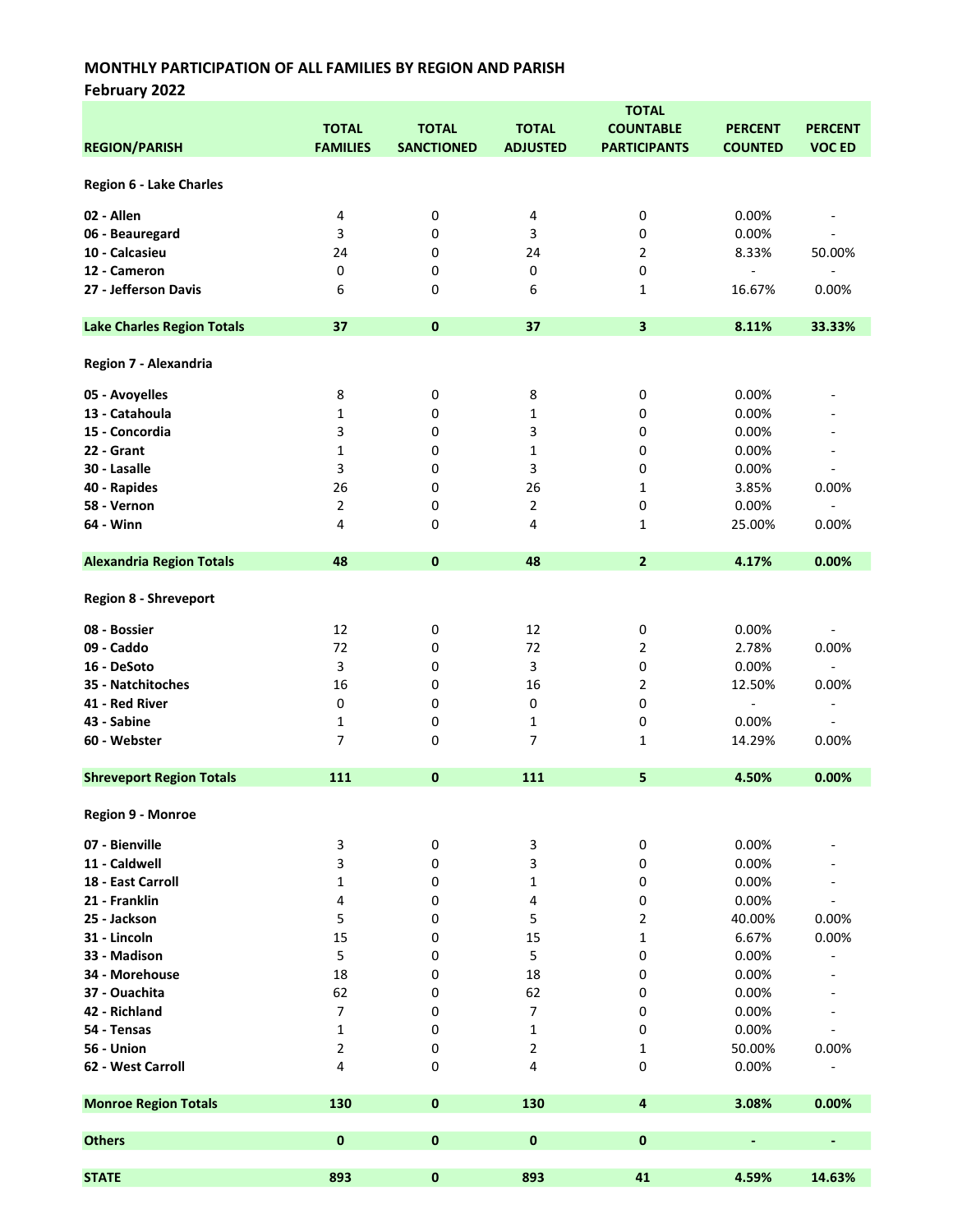## MONTHLY PARTICIPATION OF ALL FAMILIES BY REGION AND PARISH

### February 2022

| REGION/PARISH | TOTAL FAMILIES | TOTAL SANCTIONED | TOTAL ADJUSTED | TOTAL COUNTABLE PARTICIPANTS | PERCENT COUNTED | PERCENT VOC ED |
|---|---|---|---|---|---|---|
| **Region 6 - Lake Charles** | | | | | | |
| **02 - Allen** | 4 | 0 | 4 | 0 | 0.00% | - |
| **06 - Beauregard** | 3 | 0 | 3 | 0 | 0.00% | - |
| **10 - Calcasieu** | 24 | 0 | 24 | 2 | 8.33% | 50.00% |
| **12 - Cameron** | 0 | 0 | 0 | 0 | - | - |
| **27 - Jefferson Davis** | 6 | 0 | 6 | 1 | 16.67% | 0.00% |
| **Lake Charles Region Totals** | **37** | **0** | **37** | **3** | **8.11%** | **33.33%** |
| **Region 7 - Alexandria** | | | | | | |
| **05 - Avoyelles** | 8 | 0 | 8 | 0 | 0.00% | - |
| **13 - Catahoula** | 1 | 0 | 1 | 0 | 0.00% | - |
| **15 - Concordia** | 3 | 0 | 3 | 0 | 0.00% | - |
| **22 - Grant** | 1 | 0 | 1 | 0 | 0.00% | - |
| **30 - Lasalle** | 3 | 0 | 3 | 0 | 0.00% | - |
| **40 - Rapides** | 26 | 0 | 26 | 1 | 3.85% | 0.00% |
| **58 - Vernon** | 2 | 0 | 2 | 0 | 0.00% | - |
| **64 - Winn** | 4 | 0 | 4 | 1 | 25.00% | 0.00% |
| **Alexandria Region Totals** | **48** | **0** | **48** | **2** | **4.17%** | **0.00%** |
| **Region 8 - Shreveport** | | | | | | |
| **08 - Bossier** | 12 | 0 | 12 | 0 | 0.00% | - |
| **09 - Caddo** | 72 | 0 | 72 | 2 | 2.78% | 0.00% |
| **16 - DeSoto** | 3 | 0 | 3 | 0 | 0.00% | - |
| **35 - Natchitoches** | 16 | 0 | 16 | 2 | 12.50% | 0.00% |
| **41 - Red River** | 0 | 0 | 0 | 0 | - | - |
| **43 - Sabine** | 1 | 0 | 1 | 0 | 0.00% | - |
| **60 - Webster** | 7 | 0 | 7 | 1 | 14.29% | 0.00% |
| **Shreveport Region Totals** | **111** | **0** | **111** | **5** | **4.50%** | **0.00%** |
| **Region 9 - Monroe** | | | | | | |
| **07 - Bienville** | 3 | 0 | 3 | 0 | 0.00% | - |
| **11 - Caldwell** | 3 | 0 | 3 | 0 | 0.00% | - |
| **18 - East Carroll** | 1 | 0 | 1 | 0 | 0.00% | - |
| **21 - Franklin** | 4 | 0 | 4 | 0 | 0.00% | - |
| **25 - Jackson** | 5 | 0 | 5 | 2 | 40.00% | 0.00% |
| **31 - Lincoln** | 15 | 0 | 15 | 1 | 6.67% | 0.00% |
| **33 - Madison** | 5 | 0 | 5 | 0 | 0.00% | - |
| **34 - Morehouse** | 18 | 0 | 18 | 0 | 0.00% | - |
| **37 - Ouachita** | 62 | 0 | 62 | 0 | 0.00% | - |
| **42 - Richland** | 7 | 0 | 7 | 0 | 0.00% | - |
| **54 - Tensas** | 1 | 0 | 1 | 0 | 0.00% | - |
| **56 - Union** | 2 | 0 | 2 | 1 | 50.00% | 0.00% |
| **62 - West Carroll** | 4 | 0 | 4 | 0 | 0.00% | - |
| **Monroe Region Totals** | **130** | **0** | **130** | **4** | **3.08%** | **0.00%** |
| **Others** | **0** | **0** | **0** | **0** | **-** | **-** |
| **STATE** | **893** | **0** | **893** | **41** | **4.59%** | **14.63%** |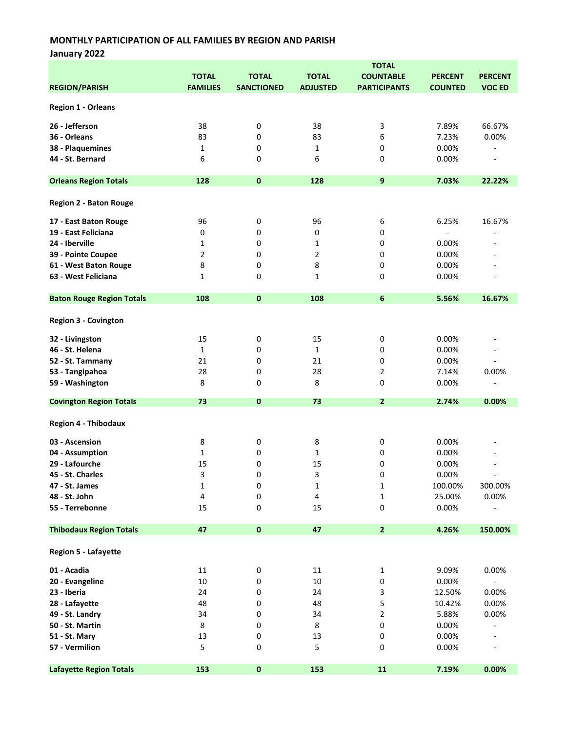**MONTHLY PARTICIPATION OF ALL FAMILIES BY REGION AND PARISH**

**January 2022**

| REGION/PARISH | TOTAL FAMILIES | TOTAL SANCTIONED | TOTAL ADJUSTED | TOTAL COUNTABLE PARTICIPANTS | PERCENT COUNTED | PERCENT VOC ED |
|---|---|---|---|---|---|---|
| **Region 1 - Orleans** | | | | | | |
| **26 - Jefferson** | 38 | 0 | 38 | 3 | 7.89% | 66.67% |
| **36 - Orleans** | 83 | 0 | 83 | 6 | 7.23% | 0.00% |
| **38 - Plaquemines** | 1 | 0 | 1 | 0 | 0.00% | - |
| **44 - St. Bernard** | 6 | 0 | 6 | 0 | 0.00% | - |
| **Orleans Region Totals** | **128** | **0** | **128** | **9** | **7.03%** | **22.22%** |
| **Region 2 - Baton Rouge** | | | | | | |
| **17 - East Baton Rouge** | 96 | 0 | 96 | 6 | 6.25% | 16.67% |
| **19 - East Feliciana** | 0 | 0 | 0 | 0 | - | - |
| **24 - Iberville** | 1 | 0 | 1 | 0 | 0.00% | - |
| **39 - Pointe Coupee** | 2 | 0 | 2 | 0 | 0.00% | - |
| **61 - West Baton Rouge** | 8 | 0 | 8 | 0 | 0.00% | - |
| **63 - West Feliciana** | 1 | 0 | 1 | 0 | 0.00% | - |
| **Baton Rouge Region Totals** | **108** | **0** | **108** | **6** | **5.56%** | **16.67%** |
| **Region 3 - Covington** | | | | | | |
| **32 - Livingston** | 15 | 0 | 15 | 0 | 0.00% | - |
| **46 - St. Helena** | 1 | 0 | 1 | 0 | 0.00% | - |
| **52 - St. Tammany** | 21 | 0 | 21 | 0 | 0.00% | - |
| **53 - Tangipahoa** | 28 | 0 | 28 | 2 | 7.14% | 0.00% |
| **59 - Washington** | 8 | 0 | 8 | 0 | 0.00% | - |
| **Covington Region Totals** | **73** | **0** | **73** | **2** | **2.74%** | **0.00%** |
| **Region 4 - Thibodaux** | | | | | | |
| **03 - Ascension** | 8 | 0 | 8 | 0 | 0.00% | - |
| **04 - Assumption** | 1 | 0 | 1 | 0 | 0.00% | - |
| **29 - Lafourche** | 15 | 0 | 15 | 0 | 0.00% | - |
| **45 - St. Charles** | 3 | 0 | 3 | 0 | 0.00% | - |
| **47 - St. James** | 1 | 0 | 1 | 1 | 100.00% | 300.00% |
| **48 - St. John** | 4 | 0 | 4 | 1 | 25.00% | 0.00% |
| **55 - Terrebonne** | 15 | 0 | 15 | 0 | 0.00% | - |
| **Thibodaux Region Totals** | **47** | **0** | **47** | **2** | **4.26%** | **150.00%** |
| **Region 5 - Lafayette** | | | | | | |
| **01 - Acadia** | 11 | 0 | 11 | 1 | 9.09% | 0.00% |
| **20 - Evangeline** | 10 | 0 | 10 | 0 | 0.00% | - |
| **23 - Iberia** | 24 | 0 | 24 | 3 | 12.50% | 0.00% |
| **28 - Lafayette** | 48 | 0 | 48 | 5 | 10.42% | 0.00% |
| **49 - St. Landry** | 34 | 0 | 34 | 2 | 5.88% | 0.00% |
| **50 - St. Martin** | 8 | 0 | 8 | 0 | 0.00% | - |
| **51 - St. Mary** | 13 | 0 | 13 | 0 | 0.00% | - |
| **57 - Vermilion** | 5 | 0 | 5 | 0 | 0.00% | - |
| **Lafayette Region Totals** | **153** | **0** | **153** | **11** | **7.19%** | **0.00%** |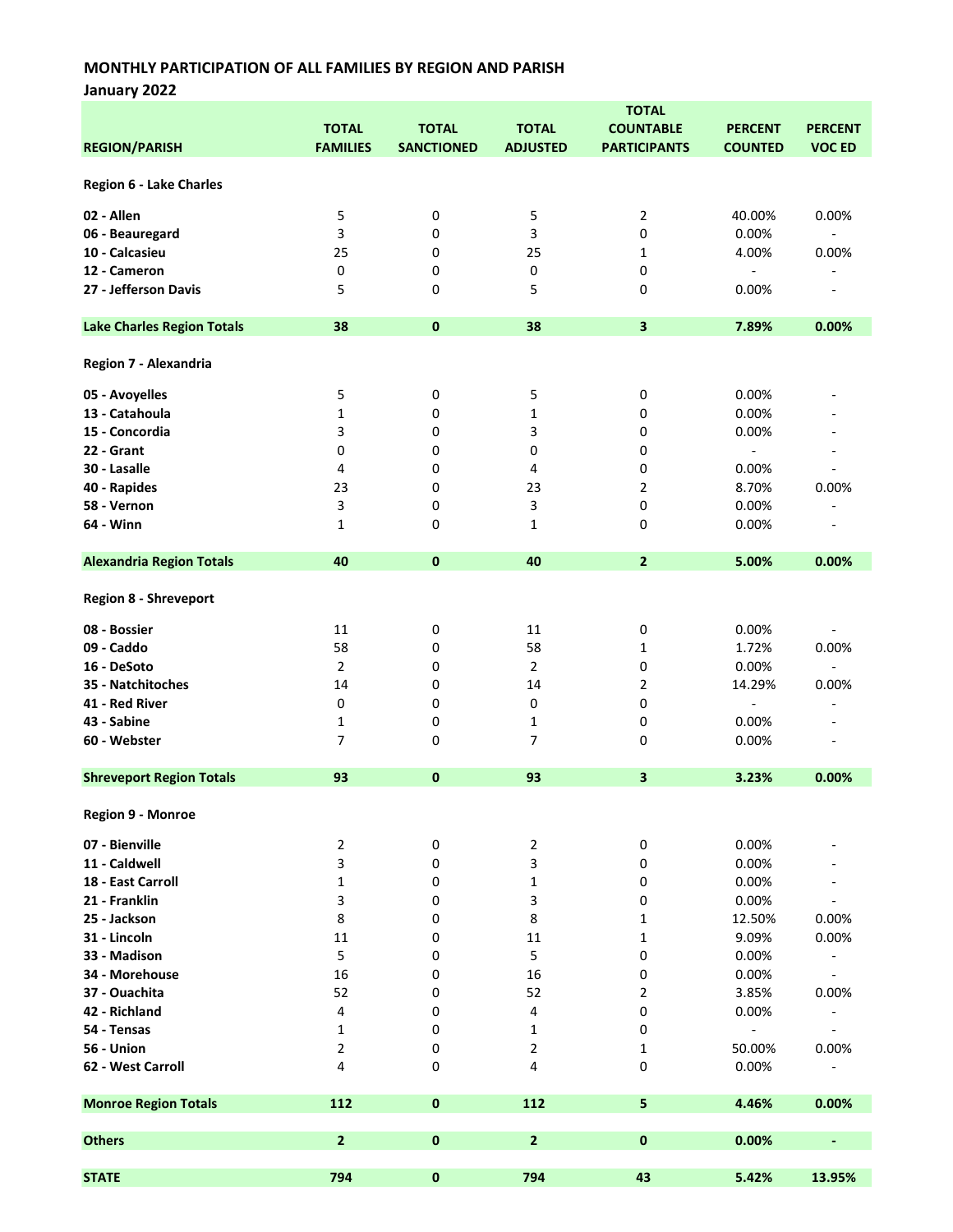**MONTHLY PARTICIPATION OF ALL FAMILIES BY REGION AND PARISH**

**January 2022**

| REGION/PARISH | TOTAL FAMILIES | TOTAL SANCTIONED | TOTAL ADJUSTED | TOTAL COUNTABLE PARTICIPANTS | PERCENT COUNTED | PERCENT VOC ED |
|---|---|---|---|---|---|---|
| **Region 6 - Lake Charles** | | | | | | |
| **02 - Allen** | 5 | 0 | 5 | 2 | 40.00% | 0.00% |
| **06 - Beauregard** | 3 | 0 | 3 | 0 | 0.00% | - |
| **10 - Calcasieu** | 25 | 0 | 25 | 1 | 4.00% | 0.00% |
| **12 - Cameron** | 0 | 0 | 0 | 0 | - | - |
| **27 - Jefferson Davis** | 5 | 0 | 5 | 0 | 0.00% | - |
| **Lake Charles Region Totals** | **38** | **0** | **38** | **3** | **7.89%** | **0.00%** |
| **Region 7 - Alexandria** | | | | | | |
| **05 - Avoyelles** | 5 | 0 | 5 | 0 | 0.00% | - |
| **13 - Catahoula** | 1 | 0 | 1 | 0 | 0.00% | - |
| **15 - Concordia** | 3 | 0 | 3 | 0 | 0.00% | - |
| **22 - Grant** | 0 | 0 | 0 | 0 | - | - |
| **30 - Lasalle** | 4 | 0 | 4 | 0 | 0.00% | - |
| **40 - Rapides** | 23 | 0 | 23 | 2 | 8.70% | 0.00% |
| **58 - Vernon** | 3 | 0 | 3 | 0 | 0.00% | - |
| **64 - Winn** | 1 | 0 | 1 | 0 | 0.00% | - |
| **Alexandria Region Totals** | **40** | **0** | **40** | **2** | **5.00%** | **0.00%** |
| **Region 8 - Shreveport** | | | | | | |
| **08 - Bossier** | 11 | 0 | 11 | 0 | 0.00% | - |
| **09 - Caddo** | 58 | 0 | 58 | 1 | 1.72% | 0.00% |
| **16 - DeSoto** | 2 | 0 | 2 | 0 | 0.00% | - |
| **35 - Natchitoches** | 14 | 0 | 14 | 2 | 14.29% | 0.00% |
| **41 - Red River** | 0 | 0 | 0 | 0 | - | - |
| **43 - Sabine** | 1 | 0 | 1 | 0 | 0.00% | - |
| **60 - Webster** | 7 | 0 | 7 | 0 | 0.00% | - |
| **Shreveport Region Totals** | **93** | **0** | **93** | **3** | **3.23%** | **0.00%** |
| **Region 9 - Monroe** | | | | | | |
| **07 - Bienville** | 2 | 0 | 2 | 0 | 0.00% | - |
| **11 - Caldwell** | 3 | 0 | 3 | 0 | 0.00% | - |
| **18 - East Carroll** | 1 | 0 | 1 | 0 | 0.00% | - |
| **21 - Franklin** | 3 | 0 | 3 | 0 | 0.00% | - |
| **25 - Jackson** | 8 | 0 | 8 | 1 | 12.50% | 0.00% |
| **31 - Lincoln** | 11 | 0 | 11 | 1 | 9.09% | 0.00% |
| **33 - Madison** | 5 | 0 | 5 | 0 | 0.00% | - |
| **34 - Morehouse** | 16 | 0 | 16 | 0 | 0.00% | - |
| **37 - Ouachita** | 52 | 0 | 52 | 2 | 3.85% | 0.00% |
| **42 - Richland** | 4 | 0 | 4 | 0 | 0.00% | - |
| **54 - Tensas** | 1 | 0 | 1 | 0 | - | - |
| **56 - Union** | 2 | 0 | 2 | 1 | 50.00% | 0.00% |
| **62 - West Carroll** | 4 | 0 | 4 | 0 | 0.00% | - |
| **Monroe Region Totals** | **112** | **0** | **112** | **5** | **4.46%** | **0.00%** |
| **Others** | **2** | **0** | **2** | **0** | **0.00%** | **-** |
| **STATE** | **794** | **0** | **794** | **43** | **5.42%** | **13.95%** |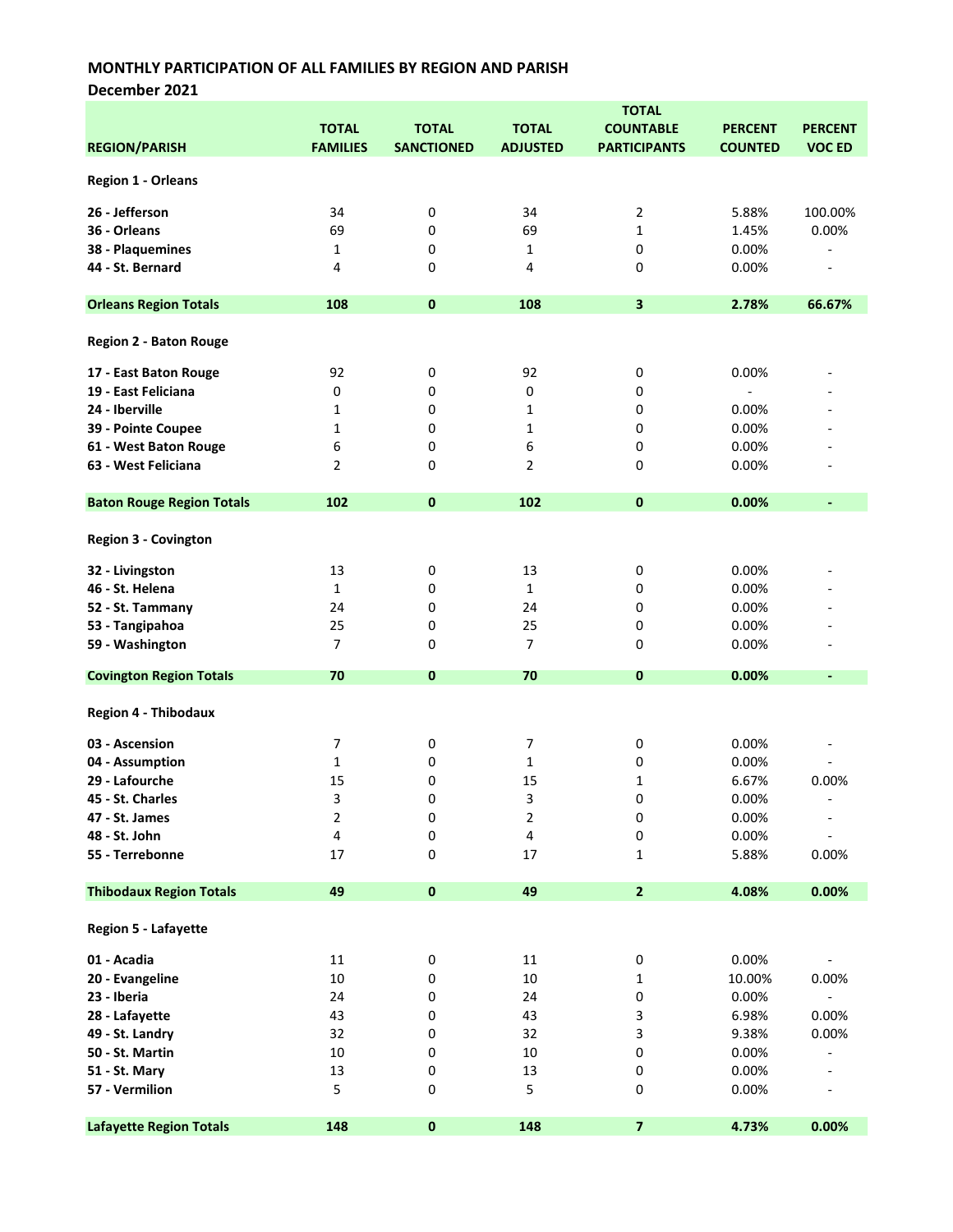**MONTHLY PARTICIPATION OF ALL FAMILIES BY REGION AND PARISH**

**December 2021**

| REGION/PARISH | TOTAL FAMILIES | TOTAL SANCTIONED | TOTAL ADJUSTED | TOTAL COUNTABLE PARTICIPANTS | PERCENT COUNTED | PERCENT VOC ED |
|---|---|---|---|---|---|---|
| **Region 1 - Orleans** | | | | | | |
| **26 - Jefferson** | 34 | 0 | 34 | 2 | 5.88% | 100.00% |
| **36 - Orleans** | 69 | 0 | 69 | 1 | 1.45% | 0.00% |
| **38 - Plaquemines** | 1 | 0 | 1 | 0 | 0.00% | - |
| **44 - St. Bernard** | 4 | 0 | 4 | 0 | 0.00% | - |
| **Orleans Region Totals** | **108** | **0** | **108** | **3** | **2.78%** | **66.67%** |
| **Region 2 - Baton Rouge** | | | | | | |
| **17 - East Baton Rouge** | 92 | 0 | 92 | 0 | 0.00% | - |
| **19 - East Feliciana** | 0 | 0 | 0 | 0 | - | - |
| **24 - Iberville** | 1 | 0 | 1 | 0 | 0.00% | - |
| **39 - Pointe Coupee** | 1 | 0 | 1 | 0 | 0.00% | - |
| **61 - West Baton Rouge** | 6 | 0 | 6 | 0 | 0.00% | - |
| **63 - West Feliciana** | 2 | 0 | 2 | 0 | 0.00% | - |
| **Baton Rouge Region Totals** | **102** | **0** | **102** | **0** | **0.00%** | **-** |
| **Region 3 - Covington** | | | | | | |
| **32 - Livingston** | 13 | 0 | 13 | 0 | 0.00% | - |
| **46 - St. Helena** | 1 | 0 | 1 | 0 | 0.00% | - |
| **52 - St. Tammany** | 24 | 0 | 24 | 0 | 0.00% | - |
| **53 - Tangipahoa** | 25 | 0 | 25 | 0 | 0.00% | - |
| **59 - Washington** | 7 | 0 | 7 | 0 | 0.00% | - |
| **Covington Region Totals** | **70** | **0** | **70** | **0** | **0.00%** | **-** |
| **Region 4 - Thibodaux** | | | | | | |
| **03 - Ascension** | 7 | 0 | 7 | 0 | 0.00% | - |
| **04 - Assumption** | 1 | 0 | 1 | 0 | 0.00% | - |
| **29 - Lafourche** | 15 | 0 | 15 | 1 | 6.67% | 0.00% |
| **45 - St. Charles** | 3 | 0 | 3 | 0 | 0.00% | - |
| **47 - St. James** | 2 | 0 | 2 | 0 | 0.00% | - |
| **48 - St. John** | 4 | 0 | 4 | 0 | 0.00% | - |
| **55 - Terrebonne** | 17 | 0 | 17 | 1 | 5.88% | 0.00% |
| **Thibodaux Region Totals** | **49** | **0** | **49** | **2** | **4.08%** | **0.00%** |
| **Region 5 - Lafayette** | | | | | | |
| **01 - Acadia** | 11 | 0 | 11 | 0 | 0.00% | - |
| **20 - Evangeline** | 10 | 0 | 10 | 1 | 10.00% | 0.00% |
| **23 - Iberia** | 24 | 0 | 24 | 0 | 0.00% | - |
| **28 - Lafayette** | 43 | 0 | 43 | 3 | 6.98% | 0.00% |
| **49 - St. Landry** | 32 | 0 | 32 | 3 | 9.38% | 0.00% |
| **50 - St. Martin** | 10 | 0 | 10 | 0 | 0.00% | - |
| **51 - St. Mary** | 13 | 0 | 13 | 0 | 0.00% | - |
| **57 - Vermilion** | 5 | 0 | 5 | 0 | 0.00% | - |
| **Lafayette Region Totals** | **148** | **0** | **148** | **7** | **4.73%** | **0.00%** |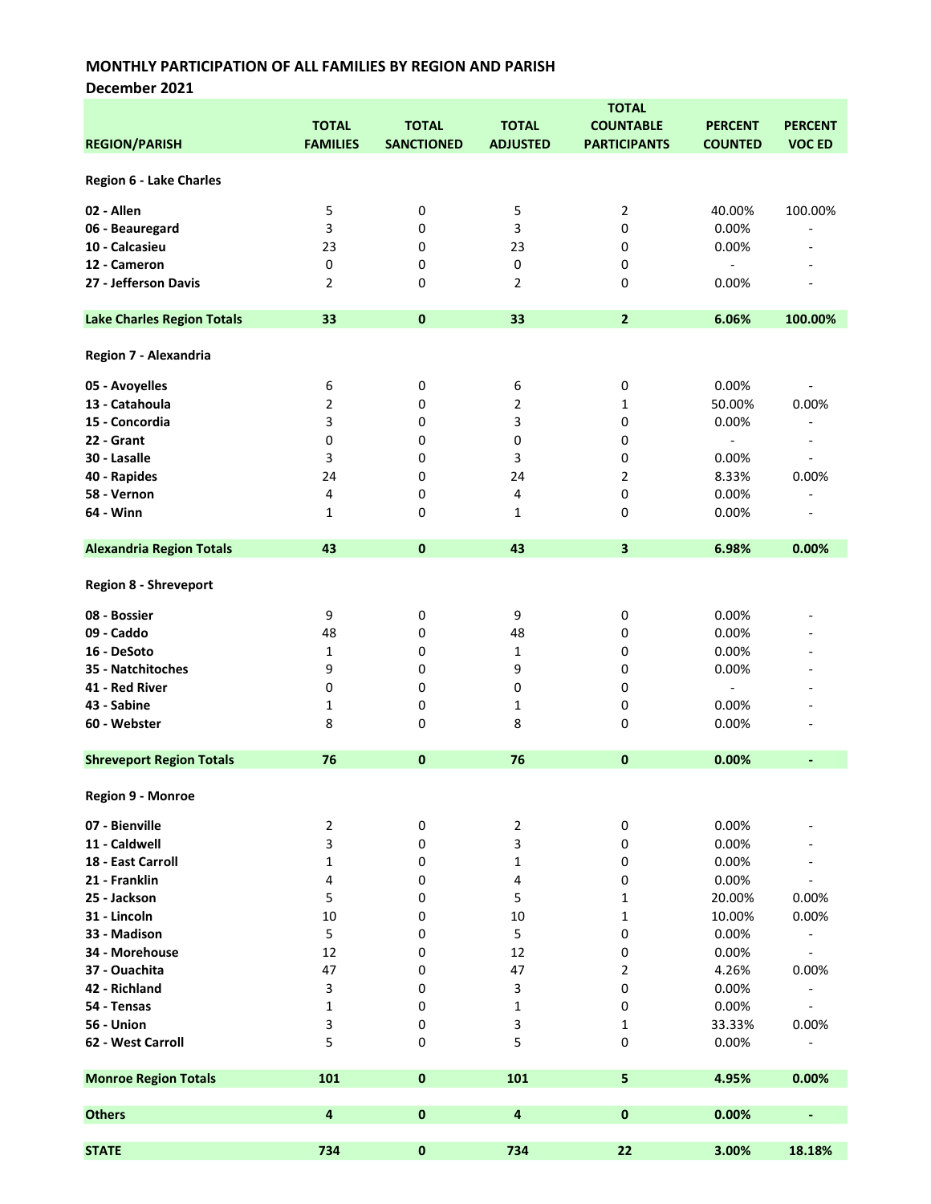**MONTHLY PARTICIPATION OF ALL FAMILIES BY REGION AND PARISH**

**December 2021**

| REGION/PARISH | TOTAL FAMILIES | TOTAL SANCTIONED | TOTAL ADJUSTED | TOTAL COUNTABLE PARTICIPANTS | PERCENT COUNTED | PERCENT VOC ED |
|---|---|---|---|---|---|---|
| **Region 6 - Lake Charles** | | | | | | |
| **02 - Allen** | 5 | 0 | 5 | 2 | 40.00% | 100.00% |
| **06 - Beauregard** | 3 | 0 | 3 | 0 | 0.00% | - |
| **10 - Calcasieu** | 23 | 0 | 23 | 0 | 0.00% | - |
| **12 - Cameron** | 0 | 0 | 0 | 0 | - | - |
| **27 - Jefferson Davis** | 2 | 0 | 2 | 0 | 0.00% | - |
| **Lake Charles Region Totals** | **33** | **0** | **33** | **2** | **6.06%** | **100.00%** |
| **Region 7 - Alexandria** | | | | | | |
| **05 - Avoyelles** | 6 | 0 | 6 | 0 | 0.00% | - |
| **13 - Catahoula** | 2 | 0 | 2 | 1 | 50.00% | 0.00% |
| **15 - Concordia** | 3 | 0 | 3 | 0 | 0.00% | - |
| **22 - Grant** | 0 | 0 | 0 | 0 | - | - |
| **30 - Lasalle** | 3 | 0 | 3 | 0 | 0.00% | - |
| **40 - Rapides** | 24 | 0 | 24 | 2 | 8.33% | 0.00% |
| **58 - Vernon** | 4 | 0 | 4 | 0 | 0.00% | - |
| **64 - Winn** | 1 | 0 | 1 | 0 | 0.00% | - |
| **Alexandria Region Totals** | **43** | **0** | **43** | **3** | **6.98%** | **0.00%** |
| **Region 8 - Shreveport** | | | | | | |
| **08 - Bossier** | 9 | 0 | 9 | 0 | 0.00% | - |
| **09 - Caddo** | 48 | 0 | 48 | 0 | 0.00% | - |
| **16 - DeSoto** | 1 | 0 | 1 | 0 | 0.00% | - |
| **35 - Natchitoches** | 9 | 0 | 9 | 0 | 0.00% | - |
| **41 - Red River** | 0 | 0 | 0 | 0 | - | - |
| **43 - Sabine** | 1 | 0 | 1 | 0 | 0.00% | - |
| **60 - Webster** | 8 | 0 | 8 | 0 | 0.00% | - |
| **Shreveport Region Totals** | **76** | **0** | **76** | **0** | **0.00%** | **-** |
| **Region 9 - Monroe** | | | | | | |
| **07 - Bienville** | 2 | 0 | 2 | 0 | 0.00% | - |
| **11 - Caldwell** | 3 | 0 | 3 | 0 | 0.00% | - |
| **18 - East Carroll** | 1 | 0 | 1 | 0 | 0.00% | - |
| **21 - Franklin** | 4 | 0 | 4 | 0 | 0.00% | - |
| **25 - Jackson** | 5 | 0 | 5 | 1 | 20.00% | 0.00% |
| **31 - Lincoln** | 10 | 0 | 10 | 1 | 10.00% | 0.00% |
| **33 - Madison** | 5 | 0 | 5 | 0 | 0.00% | - |
| **34 - Morehouse** | 12 | 0 | 12 | 0 | 0.00% | - |
| **37 - Ouachita** | 47 | 0 | 47 | 2 | 4.26% | 0.00% |
| **42 - Richland** | 3 | 0 | 3 | 0 | 0.00% | - |
| **54 - Tensas** | 1 | 0 | 1 | 0 | 0.00% | - |
| **56 - Union** | 3 | 0 | 3 | 1 | 33.33% | 0.00% |
| **62 - West Carroll** | 5 | 0 | 5 | 0 | 0.00% | - |
| **Monroe Region Totals** | **101** | **0** | **101** | **5** | **4.95%** | **0.00%** |
| **Others** | **4** | **0** | **4** | **0** | **0.00%** | **-** |
| **STATE** | **734** | **0** | **734** | **22** | **3.00%** | **18.18%** |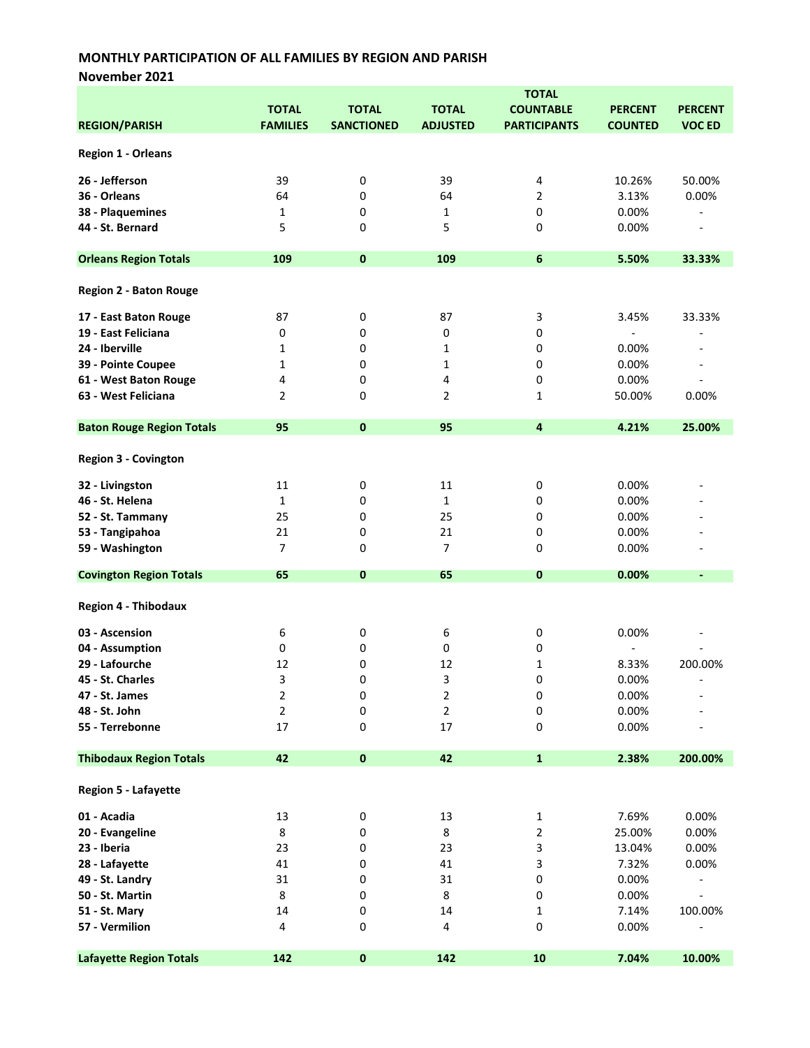**MONTHLY PARTICIPATION OF ALL FAMILIES BY REGION AND PARISH**

**November 2021**

| REGION/PARISH | TOTAL FAMILIES | TOTAL SANCTIONED | TOTAL ADJUSTED | TOTAL COUNTABLE PARTICIPANTS | PERCENT COUNTED | PERCENT VOC ED |
|---|---|---|---|---|---|---|
| **Region 1 - Orleans** | | | | | | |
| 26 - Jefferson | 39 | 0 | 39 | 4 | 10.26% | 50.00% |
| 36 - Orleans | 64 | 0 | 64 | 2 | 3.13% | 0.00% |
| 38 - Plaquemines | 1 | 0 | 1 | 0 | 0.00% | - |
| 44 - St. Bernard | 5 | 0 | 5 | 0 | 0.00% | - |
| **Orleans Region Totals** | **109** | **0** | **109** | **6** | **5.50%** | **33.33%** |
| **Region 2 - Baton Rouge** | | | | | | |
| 17 - East Baton Rouge | 87 | 0 | 87 | 3 | 3.45% | 33.33% |
| 19 - East Feliciana | 0 | 0 | 0 | 0 | - | - |
| 24 - Iberville | 1 | 0 | 1 | 0 | 0.00% | - |
| 39 - Pointe Coupee | 1 | 0 | 1 | 0 | 0.00% | - |
| 61 - West Baton Rouge | 4 | 0 | 4 | 0 | 0.00% | - |
| 63 - West Feliciana | 2 | 0 | 2 | 1 | 50.00% | 0.00% |
| **Baton Rouge Region Totals** | **95** | **0** | **95** | **4** | **4.21%** | **25.00%** |
| **Region 3 - Covington** | | | | | | |
| 32 - Livingston | 11 | 0 | 11 | 0 | 0.00% | - |
| 46 - St. Helena | 1 | 0 | 1 | 0 | 0.00% | - |
| 52 - St. Tammany | 25 | 0 | 25 | 0 | 0.00% | - |
| 53 - Tangipahoa | 21 | 0 | 21 | 0 | 0.00% | - |
| 59 - Washington | 7 | 0 | 7 | 0 | 0.00% | - |
| **Covington Region Totals** | **65** | **0** | **65** | **0** | **0.00%** | **-** |
| **Region 4 - Thibodaux** | | | | | | |
| 03 - Ascension | 6 | 0 | 6 | 0 | 0.00% | - |
| 04 - Assumption | 0 | 0 | 0 | 0 | - | - |
| 29 - Lafourche | 12 | 0 | 12 | 1 | 8.33% | 200.00% |
| 45 - St. Charles | 3 | 0 | 3 | 0 | 0.00% | - |
| 47 - St. James | 2 | 0 | 2 | 0 | 0.00% | - |
| 48 - St. John | 2 | 0 | 2 | 0 | 0.00% | - |
| 55 - Terrebonne | 17 | 0 | 17 | 0 | 0.00% | - |
| **Thibodaux Region Totals** | **42** | **0** | **42** | **1** | **2.38%** | **200.00%** |
| **Region 5 - Lafayette** | | | | | | |
| 01 - Acadia | 13 | 0 | 13 | 1 | 7.69% | 0.00% |
| 20 - Evangeline | 8 | 0 | 8 | 2 | 25.00% | 0.00% |
| 23 - Iberia | 23 | 0 | 23 | 3 | 13.04% | 0.00% |
| 28 - Lafayette | 41 | 0 | 41 | 3 | 7.32% | 0.00% |
| 49 - St. Landry | 31 | 0 | 31 | 0 | 0.00% | - |
| 50 - St. Martin | 8 | 0 | 8 | 0 | 0.00% | - |
| 51 - St. Mary | 14 | 0 | 14 | 1 | 7.14% | 100.00% |
| 57 - Vermilion | 4 | 0 | 4 | 0 | 0.00% | - |
| **Lafayette Region Totals** | **142** | **0** | **142** | **10** | **7.04%** | **10.00%** |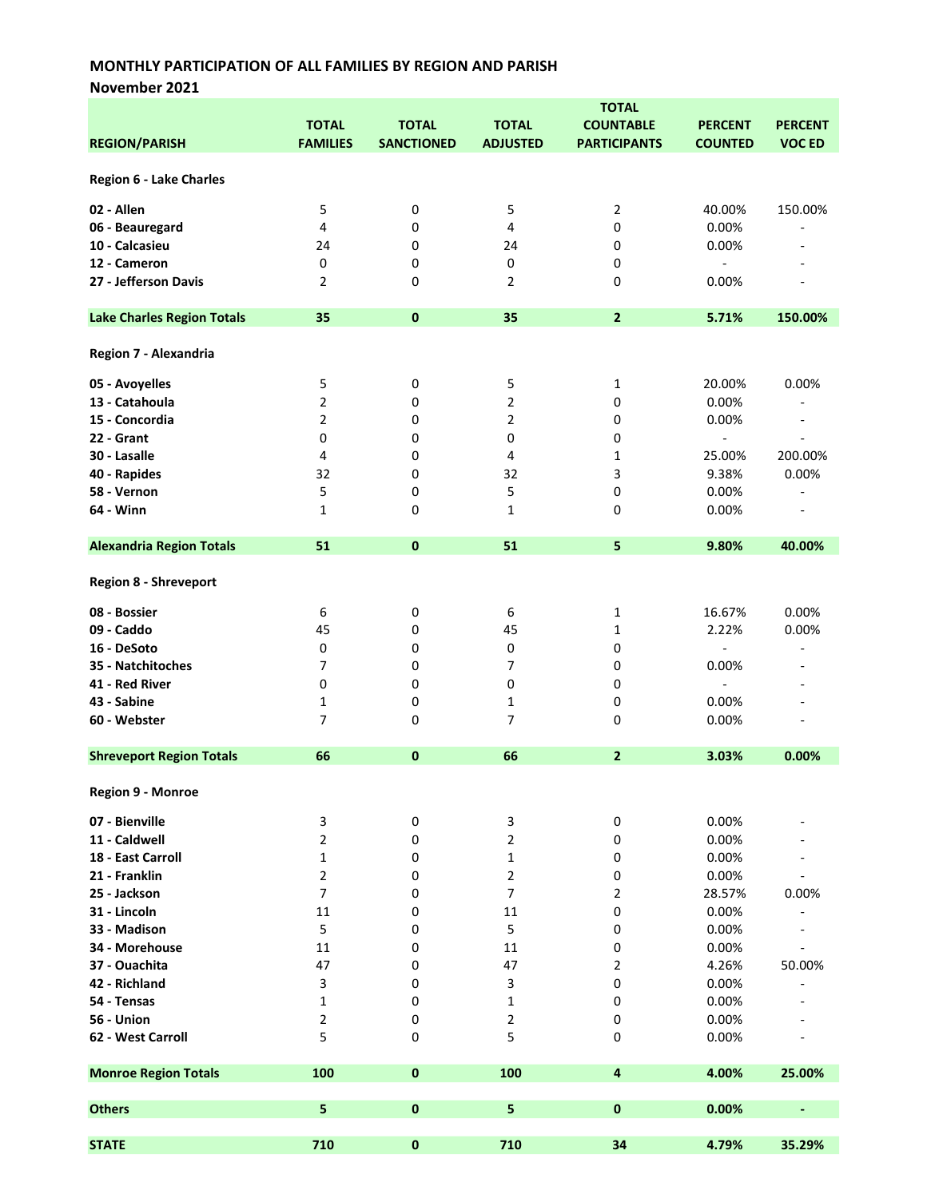**MONTHLY PARTICIPATION OF ALL FAMILIES BY REGION AND PARISH**

**November 2021**

| REGION/PARISH | TOTAL FAMILIES | TOTAL SANCTIONED | TOTAL ADJUSTED | TOTAL COUNTABLE PARTICIPANTS | PERCENT COUNTED | PERCENT VOC ED |
|---|---|---|---|---|---|---|
| **Region 6 - Lake Charles** | | | | | | |
| **02 - Allen** | 5 | 0 | 5 | 2 | 40.00% | 150.00% |
| **06 - Beauregard** | 4 | 0 | 4 | 0 | 0.00% | - |
| **10 - Calcasieu** | 24 | 0 | 24 | 0 | 0.00% | - |
| **12 - Cameron** | 0 | 0 | 0 | 0 | - | - |
| **27 - Jefferson Davis** | 2 | 0 | 2 | 0 | 0.00% | - |
| **Lake Charles Region Totals** | **35** | **0** | **35** | **2** | **5.71%** | **150.00%** |
| **Region 7 - Alexandria** | | | | | | |
| **05 - Avoyelles** | 5 | 0 | 5 | 1 | 20.00% | 0.00% |
| **13 - Catahoula** | 2 | 0 | 2 | 0 | 0.00% | - |
| **15 - Concordia** | 2 | 0 | 2 | 0 | 0.00% | - |
| **22 - Grant** | 0 | 0 | 0 | 0 | - | - |
| **30 - Lasalle** | 4 | 0 | 4 | 1 | 25.00% | 200.00% |
| **40 - Rapides** | 32 | 0 | 32 | 3 | 9.38% | 0.00% |
| **58 - Vernon** | 5 | 0 | 5 | 0 | 0.00% | - |
| **64 - Winn** | 1 | 0 | 1 | 0 | 0.00% | - |
| **Alexandria Region Totals** | **51** | **0** | **51** | **5** | **9.80%** | **40.00%** |
| **Region 8 - Shreveport** | | | | | | |
| **08 - Bossier** | 6 | 0 | 6 | 1 | 16.67% | 0.00% |
| **09 - Caddo** | 45 | 0 | 45 | 1 | 2.22% | 0.00% |
| **16 - DeSoto** | 0 | 0 | 0 | 0 | - | - |
| **35 - Natchitoches** | 7 | 0 | 7 | 0 | 0.00% | - |
| **41 - Red River** | 0 | 0 | 0 | 0 | - | - |
| **43 - Sabine** | 1 | 0 | 1 | 0 | 0.00% | - |
| **60 - Webster** | 7 | 0 | 7 | 0 | 0.00% | - |
| **Shreveport Region Totals** | **66** | **0** | **66** | **2** | **3.03%** | **0.00%** |
| **Region 9 - Monroe** | | | | | | |
| **07 - Bienville** | 3 | 0 | 3 | 0 | 0.00% | - |
| **11 - Caldwell** | 2 | 0 | 2 | 0 | 0.00% | - |
| **18 - East Carroll** | 1 | 0 | 1 | 0 | 0.00% | - |
| **21 - Franklin** | 2 | 0 | 2 | 0 | 0.00% | - |
| **25 - Jackson** | 7 | 0 | 7 | 2 | 28.57% | 0.00% |
| **31 - Lincoln** | 11 | 0 | 11 | 0 | 0.00% | - |
| **33 - Madison** | 5 | 0 | 5 | 0 | 0.00% | - |
| **34 - Morehouse** | 11 | 0 | 11 | 0 | 0.00% | - |
| **37 - Ouachita** | 47 | 0 | 47 | 2 | 4.26% | 50.00% |
| **42 - Richland** | 3 | 0 | 3 | 0 | 0.00% | - |
| **54 - Tensas** | 1 | 0 | 1 | 0 | 0.00% | - |
| **56 - Union** | 2 | 0 | 2 | 0 | 0.00% | - |
| **62 - West Carroll** | 5 | 0 | 5 | 0 | 0.00% | - |
| **Monroe Region Totals** | **100** | **0** | **100** | **4** | **4.00%** | **25.00%** |
| **Others** | **5** | **0** | **5** | **0** | **0.00%** | **-** |
| **STATE** | **710** | **0** | **710** | **34** | **4.79%** | **35.29%** |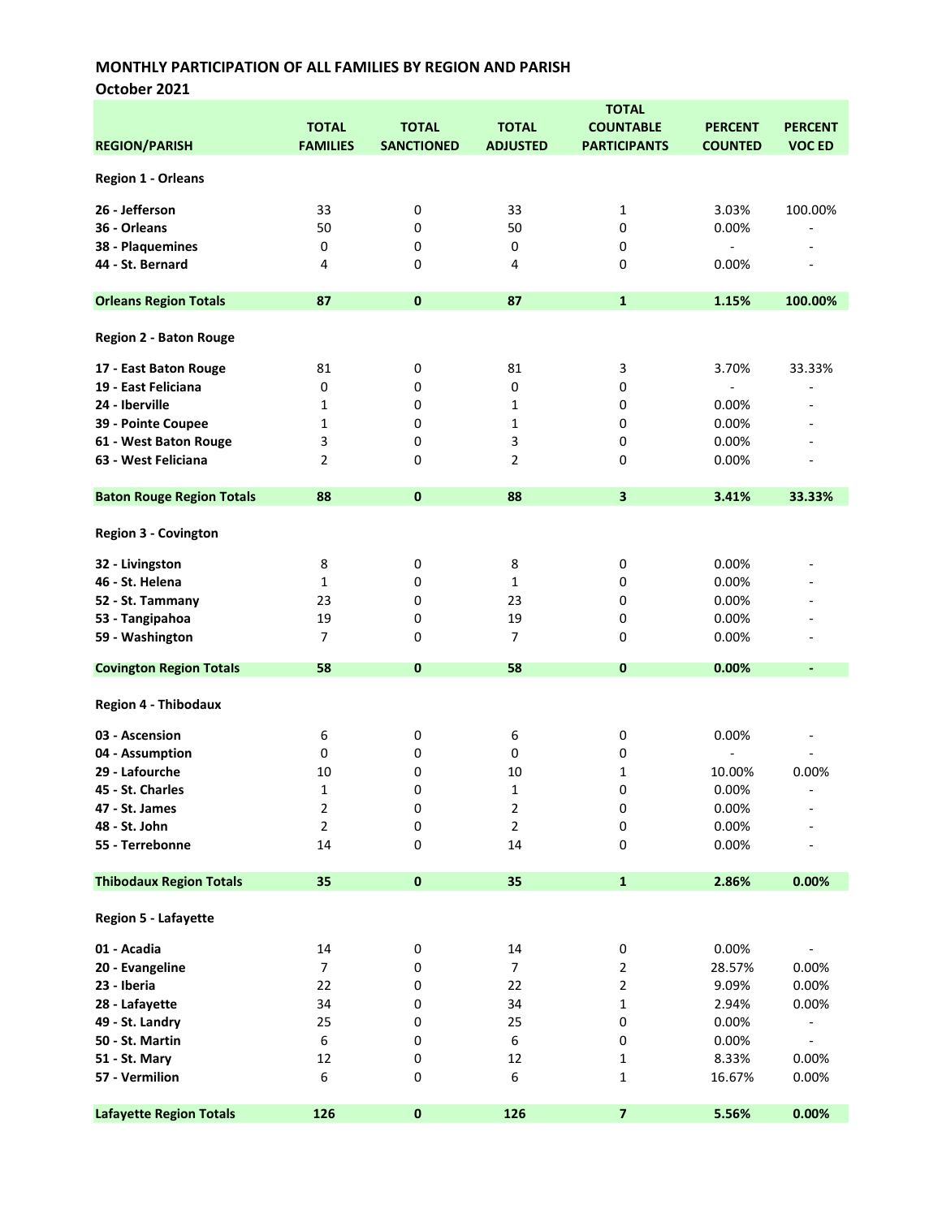## MONTHLY PARTICIPATION OF ALL FAMILIES BY REGION AND PARISH

### October 2021

| REGION/PARISH | TOTAL FAMILIES | TOTAL SANCTIONED | TOTAL ADJUSTED | TOTAL COUNTABLE PARTICIPANTS | PERCENT COUNTED | PERCENT VOC ED |
|---|---|---|---|---|---|---|
| **Region 1 - Orleans** | | | | | | |
| **26 - Jefferson** | 33 | 0 | 33 | 1 | 3.03% | 100.00% |
| **36 - Orleans** | 50 | 0 | 50 | 0 | 0.00% | - |
| **38 - Plaquemines** | 0 | 0 | 0 | 0 | - | - |
| **44 - St. Bernard** | 4 | 0 | 4 | 0 | 0.00% | - |
| **Orleans Region Totals** | **87** | **0** | **87** | **1** | **1.15%** | **100.00%** |
| **Region 2 - Baton Rouge** | | | | | | |
| **17 - East Baton Rouge** | 81 | 0 | 81 | 3 | 3.70% | 33.33% |
| **19 - East Feliciana** | 0 | 0 | 0 | 0 | - | - |
| **24 - Iberville** | 1 | 0 | 1 | 0 | 0.00% | - |
| **39 - Pointe Coupee** | 1 | 0 | 1 | 0 | 0.00% | - |
| **61 - West Baton Rouge** | 3 | 0 | 3 | 0 | 0.00% | - |
| **63 - West Feliciana** | 2 | 0 | 2 | 0 | 0.00% | - |
| **Baton Rouge Region Totals** | **88** | **0** | **88** | **3** | **3.41%** | **33.33%** |
| **Region 3 - Covington** | | | | | | |
| **32 - Livingston** | 8 | 0 | 8 | 0 | 0.00% | - |
| **46 - St. Helena** | 1 | 0 | 1 | 0 | 0.00% | - |
| **52 - St. Tammany** | 23 | 0 | 23 | 0 | 0.00% | - |
| **53 - Tangipahoa** | 19 | 0 | 19 | 0 | 0.00% | - |
| **59 - Washington** | 7 | 0 | 7 | 0 | 0.00% | - |
| **Covington Region Totals** | **58** | **0** | **58** | **0** | **0.00%** | **-** |
| **Region 4 - Thibodaux** | | | | | | |
| **03 - Ascension** | 6 | 0 | 6 | 0 | 0.00% | - |
| **04 - Assumption** | 0 | 0 | 0 | 0 | - | - |
| **29 - Lafourche** | 10 | 0 | 10 | 1 | 10.00% | 0.00% |
| **45 - St. Charles** | 1 | 0 | 1 | 0 | 0.00% | - |
| **47 - St. James** | 2 | 0 | 2 | 0 | 0.00% | - |
| **48 - St. John** | 2 | 0 | 2 | 0 | 0.00% | - |
| **55 - Terrebonne** | 14 | 0 | 14 | 0 | 0.00% | - |
| **Thibodaux Region Totals** | **35** | **0** | **35** | **1** | **2.86%** | **0.00%** |
| **Region 5 - Lafayette** | | | | | | |
| **01 - Acadia** | 14 | 0 | 14 | 0 | 0.00% | - |
| **20 - Evangeline** | 7 | 0 | 7 | 2 | 28.57% | 0.00% |
| **23 - Iberia** | 22 | 0 | 22 | 2 | 9.09% | 0.00% |
| **28 - Lafayette** | 34 | 0 | 34 | 1 | 2.94% | 0.00% |
| **49 - St. Landry** | 25 | 0 | 25 | 0 | 0.00% | - |
| **50 - St. Martin** | 6 | 0 | 6 | 0 | 0.00% | - |
| **51 - St. Mary** | 12 | 0 | 12 | 1 | 8.33% | 0.00% |
| **57 - Vermilion** | 6 | 0 | 6 | 1 | 16.67% | 0.00% |
| **Lafayette Region Totals** | **126** | **0** | **126** | **7** | **5.56%** | **0.00%** |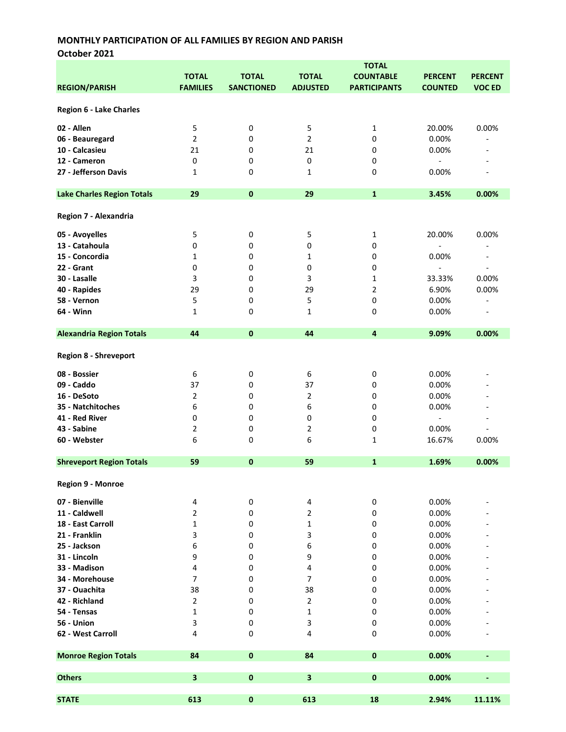## MONTHLY PARTICIPATION OF ALL FAMILIES BY REGION AND PARISH

**October 2021**

| REGION/PARISH | TOTAL FAMILIES | TOTAL SANCTIONED | TOTAL ADJUSTED | TOTAL COUNTABLE PARTICIPANTS | PERCENT COUNTED | PERCENT VOC ED |
|---|---|---|---|---|---|---|
| **Region 6 - Lake Charles** | | | | | | |
| **02 - Allen** | 5 | 0 | 5 | 1 | 20.00% | 0.00% |
| **06 - Beauregard** | 2 | 0 | 2 | 0 | 0.00% | - |
| **10 - Calcasieu** | 21 | 0 | 21 | 0 | 0.00% | - |
| **12 - Cameron** | 0 | 0 | 0 | 0 | - | - |
| **27 - Jefferson Davis** | 1 | 0 | 1 | 0 | 0.00% | - |
| **Lake Charles Region Totals** | **29** | **0** | **29** | **1** | **3.45%** | **0.00%** |
| **Region 7 - Alexandria** | | | | | | |
| **05 - Avoyelles** | 5 | 0 | 5 | 1 | 20.00% | 0.00% |
| **13 - Catahoula** | 0 | 0 | 0 | 0 | - | - |
| **15 - Concordia** | 1 | 0 | 1 | 0 | 0.00% | - |
| **22 - Grant** | 0 | 0 | 0 | 0 | - | - |
| **30 - Lasalle** | 3 | 0 | 3 | 1 | 33.33% | 0.00% |
| **40 - Rapides** | 29 | 0 | 29 | 2 | 6.90% | 0.00% |
| **58 - Vernon** | 5 | 0 | 5 | 0 | 0.00% | - |
| **64 - Winn** | 1 | 0 | 1 | 0 | 0.00% | - |
| **Alexandria Region Totals** | **44** | **0** | **44** | **4** | **9.09%** | **0.00%** |
| **Region 8 - Shreveport** | | | | | | |
| **08 - Bossier** | 6 | 0 | 6 | 0 | 0.00% | - |
| **09 - Caddo** | 37 | 0 | 37 | 0 | 0.00% | - |
| **16 - DeSoto** | 2 | 0 | 2 | 0 | 0.00% | - |
| **35 - Natchitoches** | 6 | 0 | 6 | 0 | 0.00% | - |
| **41 - Red River** | 0 | 0 | 0 | 0 | - | - |
| **43 - Sabine** | 2 | 0 | 2 | 0 | 0.00% | - |
| **60 - Webster** | 6 | 0 | 6 | 1 | 16.67% | 0.00% |
| **Shreveport Region Totals** | **59** | **0** | **59** | **1** | **1.69%** | **0.00%** |
| **Region 9 - Monroe** | | | | | | |
| **07 - Bienville** | 4 | 0 | 4 | 0 | 0.00% | - |
| **11 - Caldwell** | 2 | 0 | 2 | 0 | 0.00% | - |
| **18 - East Carroll** | 1 | 0 | 1 | 0 | 0.00% | - |
| **21 - Franklin** | 3 | 0 | 3 | 0 | 0.00% | - |
| **25 - Jackson** | 6 | 0 | 6 | 0 | 0.00% | - |
| **31 - Lincoln** | 9 | 0 | 9 | 0 | 0.00% | - |
| **33 - Madison** | 4 | 0 | 4 | 0 | 0.00% | - |
| **34 - Morehouse** | 7 | 0 | 7 | 0 | 0.00% | - |
| **37 - Ouachita** | 38 | 0 | 38 | 0 | 0.00% | - |
| **42 - Richland** | 2 | 0 | 2 | 0 | 0.00% | - |
| **54 - Tensas** | 1 | 0 | 1 | 0 | 0.00% | - |
| **56 - Union** | 3 | 0 | 3 | 0 | 0.00% | - |
| **62 - West Carroll** | 4 | 0 | 4 | 0 | 0.00% | - |
| **Monroe Region Totals** | **84** | **0** | **84** | **0** | **0.00%** | **-** |
| **Others** | **3** | **0** | **3** | **0** | **0.00%** | **-** |
| **STATE** | **613** | **0** | **613** | **18** | **2.94%** | **11.11%** |